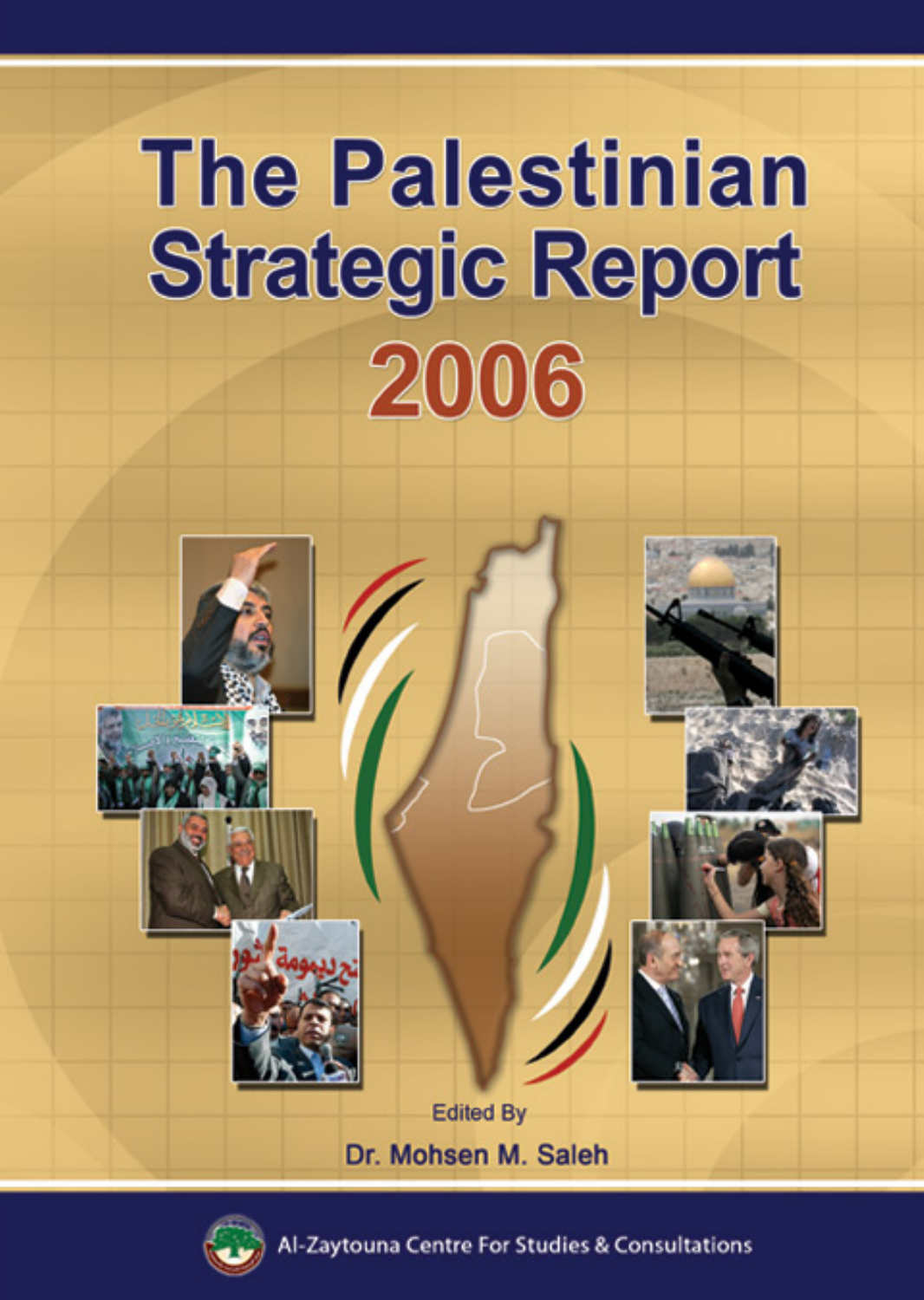# The Palestinian Strategic Report 2006

Edited By

Dr. Mohsen M. Saleh

Al-Zaytouna Centre For Studies & Consultations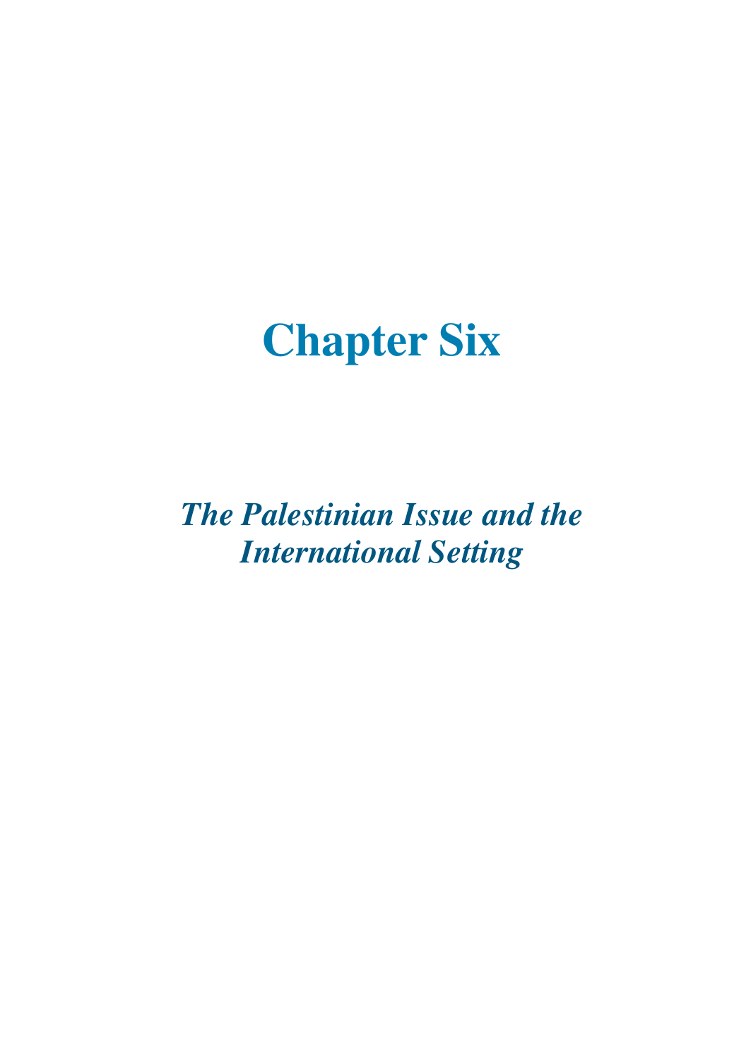# Chapter Six

## *The Palestinian Issue and the International Setting*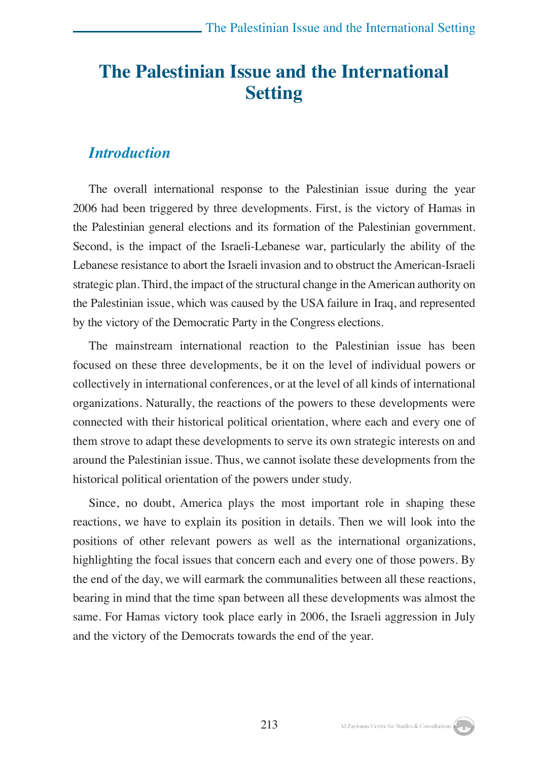# The Palestinian Issue and the International Setting

## *Introduction*

The overall international response to the Palestinian issue during the year 2006 had been triggered by three developments. First, is the victory of Hamas in the Palestinian general elections and its formation of the Palestinian government. Second, is the impact of the Israeli-Lebanese war, particularly the ability of the Lebanese resistance to abort the Israeli invasion and to obstruct the American-Israeli strategic plan. Third, the impact of the structural change in the American authority on the Palestinian issue, which was caused by the USA failure in Iraq, and represented by the victory of the Democratic Party in the Congress elections.

The mainstream international reaction to the Palestinian issue has been focused on these three developments, be it on the level of individual powers or collectively in international conferences, or at the level of all kinds of international organizations. Naturally, the reactions of the powers to these developments were connected with their historical political orientation, where each and every one of them strove to adapt these developments to serve its own strategic interests on and around the Palestinian issue. Thus, we cannot isolate these developments from the historical political orientation of the powers under study.

Since, no doubt, America plays the most important role in shaping these reactions, we have to explain its position in details. Then we will look into the positions of other relevant powers as well as the international organizations, highlighting the focal issues that concern each and every one of those powers. By the end of the day, we will earmark the communalities between all these reactions, bearing in mind that the time span between all these developments was almost the same. For Hamas victory took place early in 2006, the Israeli aggression in July and the victory of the Democrats towards the end of the year.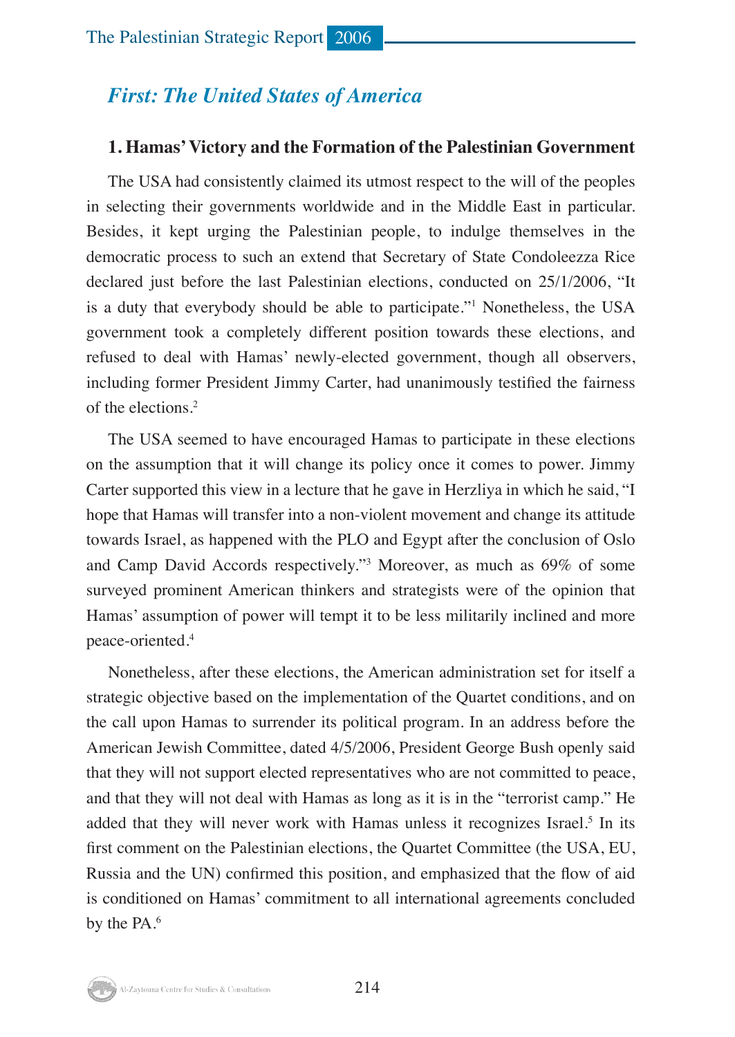## *First: The United States of America*

### 1. Hamas' Victory and the Formation of the Palestinian Government

The USA had consistently claimed its utmost respect to the will of the peoples in selecting their governments worldwide and in the Middle East in particular. Besides, it kept urging the Palestinian people, to indulge themselves in the democratic process to such an extend that Secretary of State Condoleezza Rice declared just before the last Palestinian elections, conducted on 25/1/2006, "It is a duty that everybody should be able to participate."[1] Nonetheless, the USA government took a completely different position towards these elections, and refused to deal with Hamas' newly-elected government, though all observers, including former President Jimmy Carter, had unanimously testified the fairness of the elections.[2]

The USA seemed to have encouraged Hamas to participate in these elections on the assumption that it will change its policy once it comes to power. Jimmy Carter supported this view in a lecture that he gave in Herzliya in which he said, "I hope that Hamas will transfer into a non-violent movement and change its attitude towards Israel, as happened with the PLO and Egypt after the conclusion of Oslo and Camp David Accords respectively."[3] Moreover, as much as 69% of some surveyed prominent American thinkers and strategists were of the opinion that Hamas' assumption of power will tempt it to be less militarily inclined and more peace-oriented.[4]

Nonetheless, after these elections, the American administration set for itself a strategic objective based on the implementation of the Quartet conditions, and on the call upon Hamas to surrender its political program. In an address before the American Jewish Committee, dated 4/5/2006, President George Bush openly said that they will not support elected representatives who are not committed to peace, and that they will not deal with Hamas as long as it is in the "terrorist camp." He added that they will never work with Hamas unless it recognizes Israel.[5] In its first comment on the Palestinian elections, the Quartet Committee (the USA, EU, Russia and the UN) confirmed this position, and emphasized that the flow of aid is conditioned on Hamas' commitment to all international agreements concluded by the PA.[6]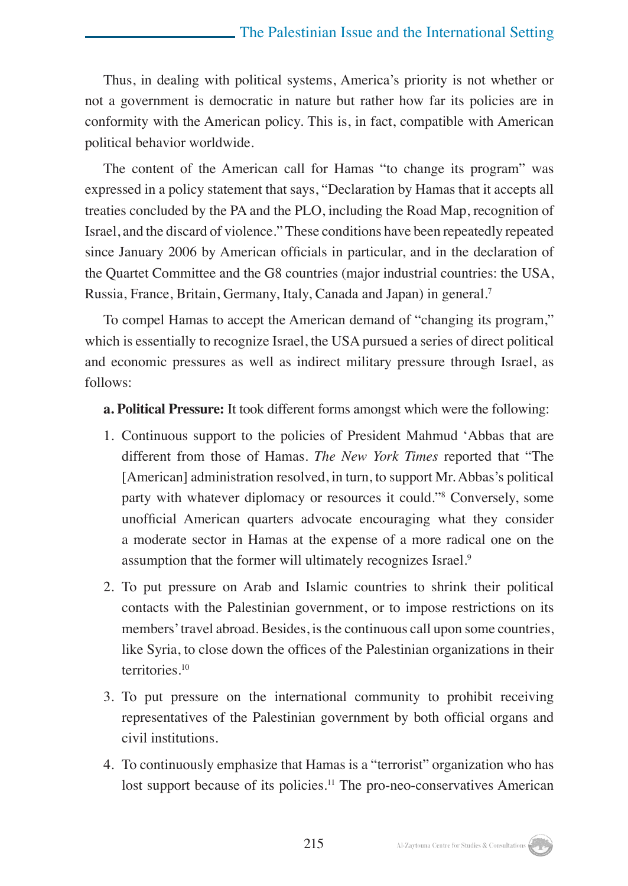Thus, in dealing with political systems, America's priority is not whether or not a government is democratic in nature but rather how far its policies are in conformity with the American policy. This is, in fact, compatible with American political behavior worldwide.

The content of the American call for Hamas "to change its program" was expressed in a policy statement that says, "Declaration by Hamas that it accepts all treaties concluded by the PA and the PLO, including the Road Map, recognition of Israel, and the discard of violence." These conditions have been repeatedly repeated since January 2006 by American officials in particular, and in the declaration of the Quartet Committee and the G8 countries (major industrial countries: the USA, Russia, France, Britain, Germany, Italy, Canada and Japan) in general.[7]

To compel Hamas to accept the American demand of "changing its program," which is essentially to recognize Israel, the USA pursued a series of direct political and economic pressures as well as indirect military pressure through Israel, as follows:

**a. Political Pressure:** It took different forms amongst which were the following:

1. Continuous support to the policies of President Mahmud 'Abbas that are different from those of Hamas. *The New York Times* reported that "The [American] administration resolved, in turn, to support Mr. Abbas's political party with whatever diplomacy or resources it could."[8] Conversely, some unofficial American quarters advocate encouraging what they consider a moderate sector in Hamas at the expense of a more radical one on the assumption that the former will ultimately recognizes Israel.[9]
2. To put pressure on Arab and Islamic countries to shrink their political contacts with the Palestinian government, or to impose restrictions on its members' travel abroad. Besides, is the continuous call upon some countries, like Syria, to close down the offices of the Palestinian organizations in their territories.[10]
3. To put pressure on the international community to prohibit receiving representatives of the Palestinian government by both official organs and civil institutions.
4. To continuously emphasize that Hamas is a "terrorist" organization who has lost support because of its policies.[11] The pro-neo-conservatives American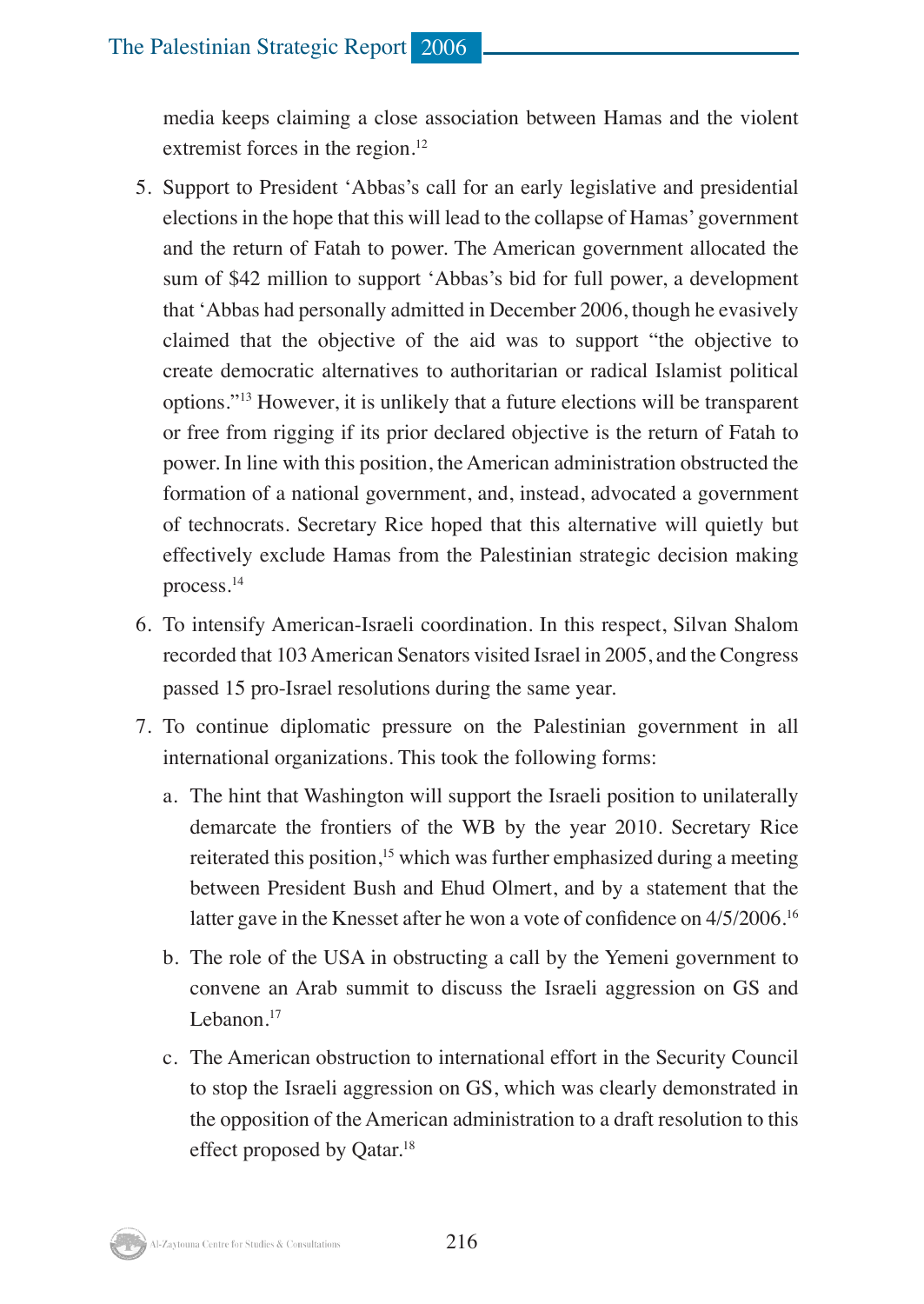media keeps claiming a close association between Hamas and the violent extremist forces in the region.[12]

5. Support to President ‘Abbas’s call for an early legislative and presidential elections in the hope that this will lead to the collapse of Hamas’ government and the return of Fatah to power. The American government allocated the sum of $42 million to support ‘Abbas’s bid for full power, a development that ‘Abbas had personally admitted in December 2006, though he evasively claimed that the objective of the aid was to support “the objective to create democratic alternatives to authoritarian or radical Islamist political options.”[13] However, it is unlikely that a future elections will be transparent or free from rigging if its prior declared objective is the return of Fatah to power. In line with this position, the American administration obstructed the formation of a national government, and, instead, advocated a government of technocrats. Secretary Rice hoped that this alternative will quietly but effectively exclude Hamas from the Palestinian strategic decision making process.[14]

6. To intensify American-Israeli coordination. In this respect, Silvan Shalom recorded that 103 American Senators visited Israel in 2005, and the Congress passed 15 pro-Israel resolutions during the same year.

7. To continue diplomatic pressure on the Palestinian government in all international organizations. This took the following forms:

   a. The hint that Washington will support the Israeli position to unilaterally demarcate the frontiers of the WB by the year 2010. Secretary Rice reiterated this position,[15] which was further emphasized during a meeting between President Bush and Ehud Olmert, and by a statement that the latter gave in the Knesset after he won a vote of confidence on 4/5/2006.[16]

   b. The role of the USA in obstructing a call by the Yemeni government to convene an Arab summit to discuss the Israeli aggression on GS and Lebanon.[17]

   c. The American obstruction to international effort in the Security Council to stop the Israeli aggression on GS, which was clearly demonstrated in the opposition of the American administration to a draft resolution to this effect proposed by Qatar.[18]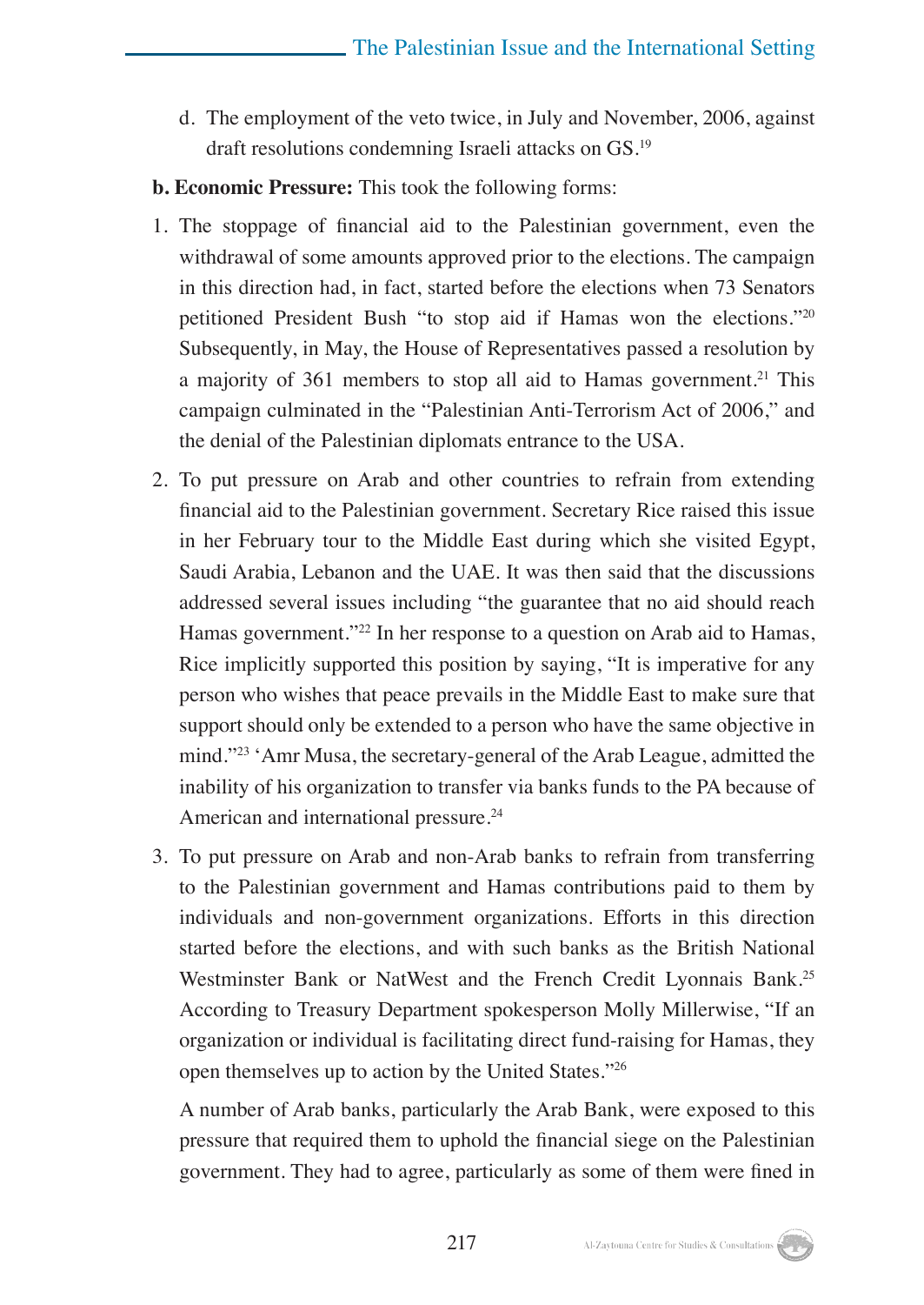d. The employment of the veto twice, in July and November, 2006, against draft resolutions condemning Israeli attacks on GS.[19]

**b. Economic Pressure:** This took the following forms:

1. The stoppage of financial aid to the Palestinian government, even the withdrawal of some amounts approved prior to the elections. The campaign in this direction had, in fact, started before the elections when 73 Senators petitioned President Bush "to stop aid if Hamas won the elections."[20] Subsequently, in May, the House of Representatives passed a resolution by a majority of 361 members to stop all aid to Hamas government.[21] This campaign culminated in the "Palestinian Anti-Terrorism Act of 2006," and the denial of the Palestinian diplomats entrance to the USA.

2. To put pressure on Arab and other countries to refrain from extending financial aid to the Palestinian government. Secretary Rice raised this issue in her February tour to the Middle East during which she visited Egypt, Saudi Arabia, Lebanon and the UAE. It was then said that the discussions addressed several issues including "the guarantee that no aid should reach Hamas government."[22] In her response to a question on Arab aid to Hamas, Rice implicitly supported this position by saying, "It is imperative for any person who wishes that peace prevails in the Middle East to make sure that support should only be extended to a person who have the same objective in mind."[23] 'Amr Musa, the secretary-general of the Arab League, admitted the inability of his organization to transfer via banks funds to the PA because of American and international pressure.[24]

3. To put pressure on Arab and non-Arab banks to refrain from transferring to the Palestinian government and Hamas contributions paid to them by individuals and non-government organizations. Efforts in this direction started before the elections, and with such banks as the British National Westminster Bank or NatWest and the French Credit Lyonnais Bank.[25] According to Treasury Department spokesperson Molly Millerwise, "If an organization or individual is facilitating direct fund-raising for Hamas, they open themselves up to action by the United States."[26]

   A number of Arab banks, particularly the Arab Bank, were exposed to this pressure that required them to uphold the financial siege on the Palestinian government. They had to agree, particularly as some of them were fined in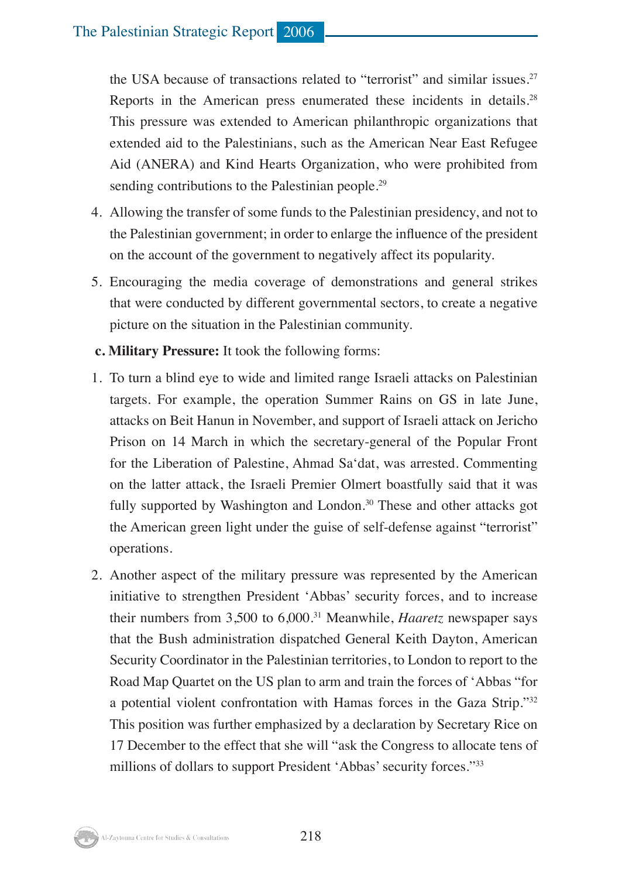the USA because of transactions related to "terrorist" and similar issues.[27] Reports in the American press enumerated these incidents in details.[28] This pressure was extended to American philanthropic organizations that extended aid to the Palestinians, such as the American Near East Refugee Aid (ANERA) and Kind Hearts Organization, who were prohibited from sending contributions to the Palestinian people.[29]

4. Allowing the transfer of some funds to the Palestinian presidency, and not to the Palestinian government; in order to enlarge the influence of the president on the account of the government to negatively affect its popularity.
5. Encouraging the media coverage of demonstrations and general strikes that were conducted by different governmental sectors, to create a negative picture on the situation in the Palestinian community.

**c. Military Pressure:** It took the following forms:

1. To turn a blind eye to wide and limited range Israeli attacks on Palestinian targets. For example, the operation Summer Rains on GS in late June, attacks on Beit Hanun in November, and support of Israeli attack on Jericho Prison on 14 March in which the secretary-general of the Popular Front for the Liberation of Palestine, Ahmad Sa'dat, was arrested. Commenting on the latter attack, the Israeli Premier Olmert boastfully said that it was fully supported by Washington and London.[30] These and other attacks got the American green light under the guise of self-defense against "terrorist" operations.
2. Another aspect of the military pressure was represented by the American initiative to strengthen President 'Abbas' security forces, and to increase their numbers from 3,500 to 6,000.[31] Meanwhile, *Haaretz* newspaper says that the Bush administration dispatched General Keith Dayton, American Security Coordinator in the Palestinian territories, to London to report to the Road Map Quartet on the US plan to arm and train the forces of 'Abbas "for a potential violent confrontation with Hamas forces in the Gaza Strip."[32] This position was further emphasized by a declaration by Secretary Rice on 17 December to the effect that she will "ask the Congress to allocate tens of millions of dollars to support President 'Abbas' security forces."[33]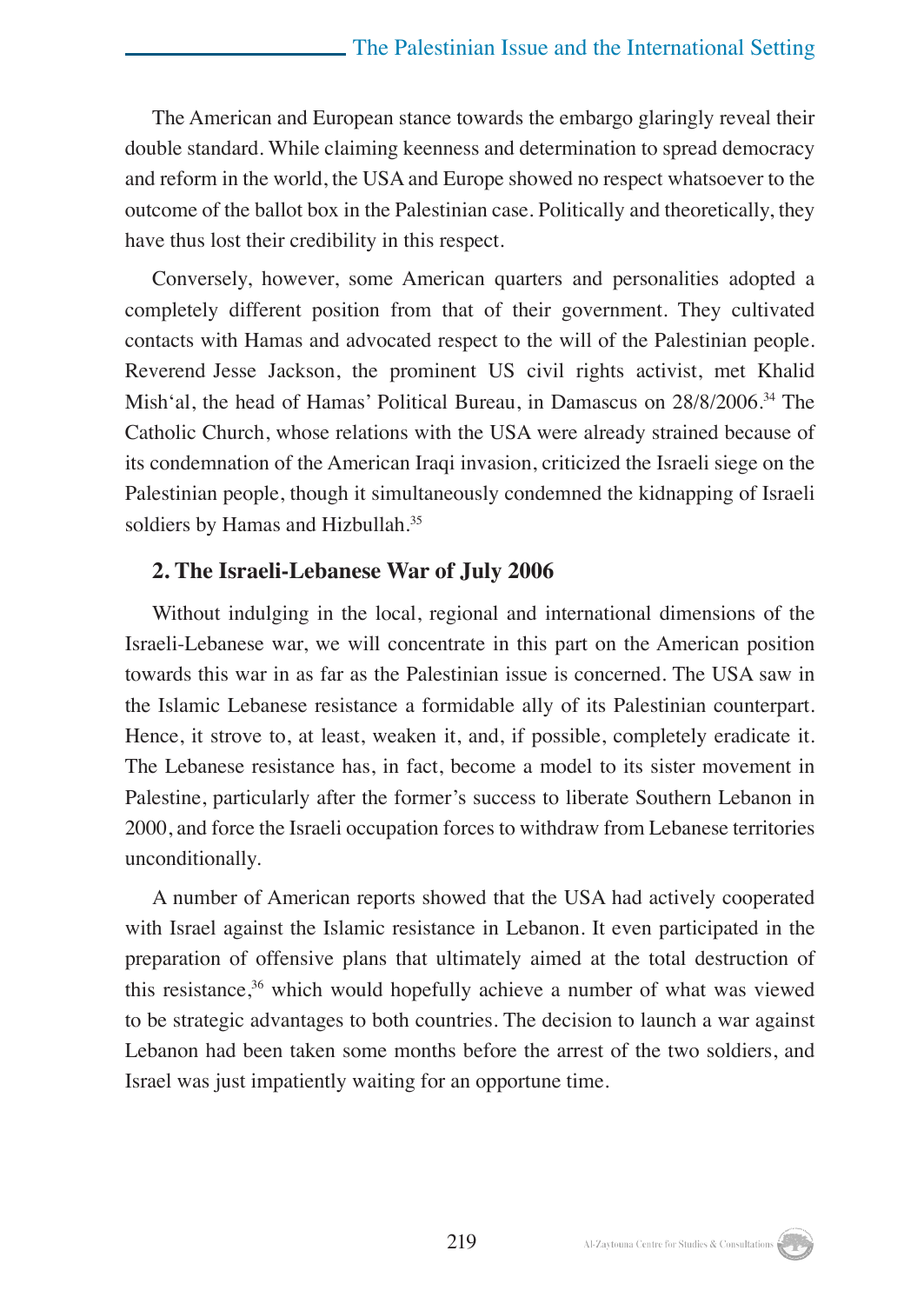The American and European stance towards the embargo glaringly reveal their double standard. While claiming keenness and determination to spread democracy and reform in the world, the USA and Europe showed no respect whatsoever to the outcome of the ballot box in the Palestinian case. Politically and theoretically, they have thus lost their credibility in this respect.

Conversely, however, some American quarters and personalities adopted a completely different position from that of their government. They cultivated contacts with Hamas and advocated respect to the will of the Palestinian people. Reverend Jesse Jackson, the prominent US civil rights activist, met Khalid Mish'al, the head of Hamas' Political Bureau, in Damascus on 28/8/2006.[34] The Catholic Church, whose relations with the USA were already strained because of its condemnation of the American Iraqi invasion, criticized the Israeli siege on the Palestinian people, though it simultaneously condemned the kidnapping of Israeli soldiers by Hamas and Hizbullah.[35]

### 2. The Israeli-Lebanese War of July 2006

Without indulging in the local, regional and international dimensions of the Israeli-Lebanese war, we will concentrate in this part on the American position towards this war in as far as the Palestinian issue is concerned. The USA saw in the Islamic Lebanese resistance a formidable ally of its Palestinian counterpart. Hence, it strove to, at least, weaken it, and, if possible, completely eradicate it. The Lebanese resistance has, in fact, become a model to its sister movement in Palestine, particularly after the former's success to liberate Southern Lebanon in 2000, and force the Israeli occupation forces to withdraw from Lebanese territories unconditionally.

A number of American reports showed that the USA had actively cooperated with Israel against the Islamic resistance in Lebanon. It even participated in the preparation of offensive plans that ultimately aimed at the total destruction of this resistance,[36] which would hopefully achieve a number of what was viewed to be strategic advantages to both countries. The decision to launch a war against Lebanon had been taken some months before the arrest of the two soldiers, and Israel was just impatiently waiting for an opportune time.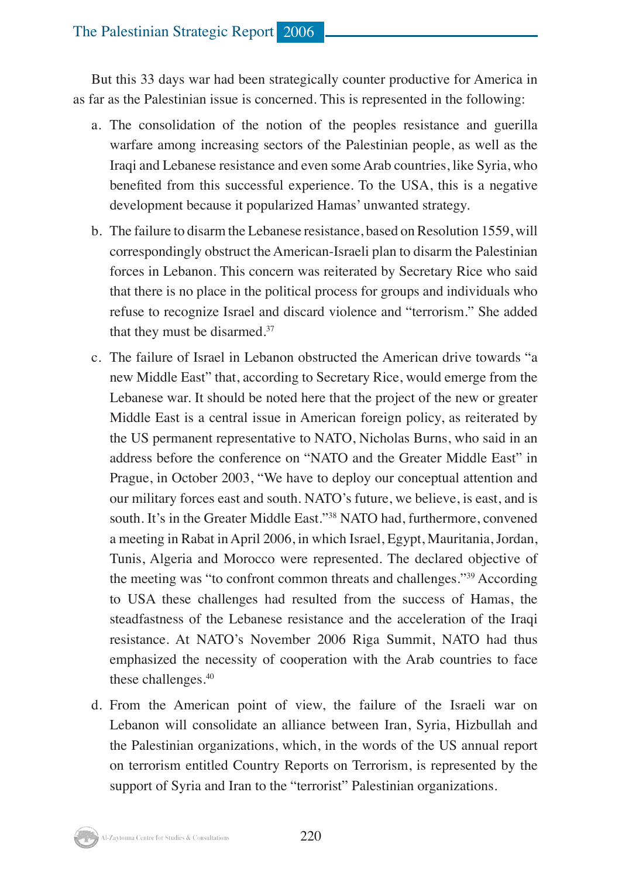But this 33 days war had been strategically counter productive for America in as far as the Palestinian issue is concerned. This is represented in the following:

a. The consolidation of the notion of the peoples resistance and guerilla warfare among increasing sectors of the Palestinian people, as well as the Iraqi and Lebanese resistance and even some Arab countries, like Syria, who benefited from this successful experience. To the USA, this is a negative development because it popularized Hamas' unwanted strategy.

b. The failure to disarm the Lebanese resistance, based on Resolution 1559, will correspondingly obstruct the American-Israeli plan to disarm the Palestinian forces in Lebanon. This concern was reiterated by Secretary Rice who said that there is no place in the political process for groups and individuals who refuse to recognize Israel and discard violence and "terrorism." She added that they must be disarmed.[37]

c. The failure of Israel in Lebanon obstructed the American drive towards "a new Middle East" that, according to Secretary Rice, would emerge from the Lebanese war. It should be noted here that the project of the new or greater Middle East is a central issue in American foreign policy, as reiterated by the US permanent representative to NATO, Nicholas Burns, who said in an address before the conference on "NATO and the Greater Middle East" in Prague, in October 2003, "We have to deploy our conceptual attention and our military forces east and south. NATO's future, we believe, is east, and is south. It's in the Greater Middle East."[38] NATO had, furthermore, convened a meeting in Rabat in April 2006, in which Israel, Egypt, Mauritania, Jordan, Tunis, Algeria and Morocco were represented. The declared objective of the meeting was "to confront common threats and challenges."[39] According to USA these challenges had resulted from the success of Hamas, the steadfastness of the Lebanese resistance and the acceleration of the Iraqi resistance. At NATO's November 2006 Riga Summit, NATO had thus emphasized the necessity of cooperation with the Arab countries to face these challenges.[40]

d. From the American point of view, the failure of the Israeli war on Lebanon will consolidate an alliance between Iran, Syria, Hizbullah and the Palestinian organizations, which, in the words of the US annual report on terrorism entitled Country Reports on Terrorism, is represented by the support of Syria and Iran to the "terrorist" Palestinian organizations.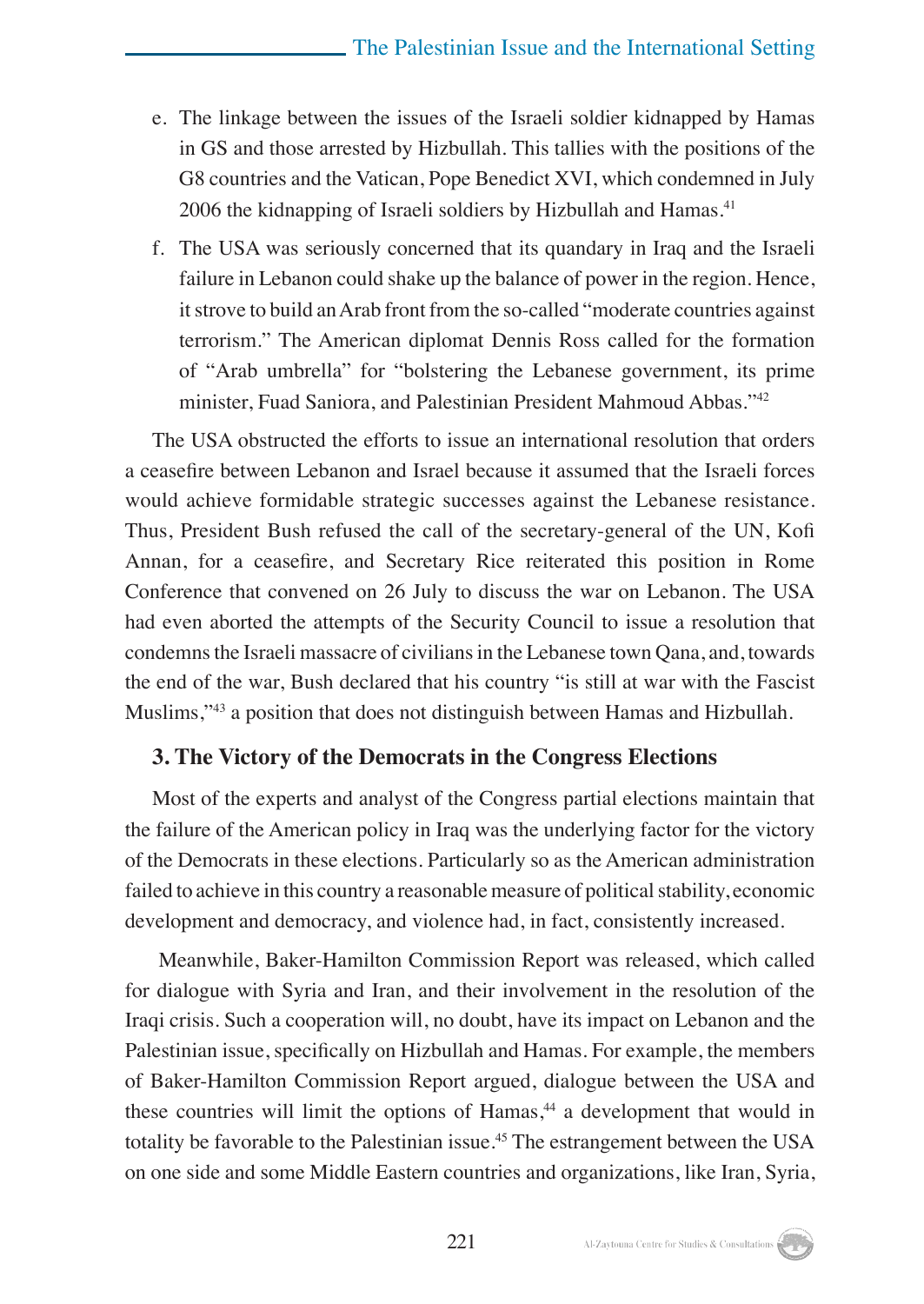e. The linkage between the issues of the Israeli soldier kidnapped by Hamas in GS and those arrested by Hizbullah. This tallies with the positions of the G8 countries and the Vatican, Pope Benedict XVI, which condemned in July 2006 the kidnapping of Israeli soldiers by Hizbullah and Hamas.[41]

f. The USA was seriously concerned that its quandary in Iraq and the Israeli failure in Lebanon could shake up the balance of power in the region. Hence, it strove to build an Arab front from the so-called "moderate countries against terrorism." The American diplomat Dennis Ross called for the formation of "Arab umbrella" for "bolstering the Lebanese government, its prime minister, Fuad Saniora, and Palestinian President Mahmoud Abbas."[42]

The USA obstructed the efforts to issue an international resolution that orders a ceasefire between Lebanon and Israel because it assumed that the Israeli forces would achieve formidable strategic successes against the Lebanese resistance. Thus, President Bush refused the call of the secretary-general of the UN, Kofi Annan, for a ceasefire, and Secretary Rice reiterated this position in Rome Conference that convened on 26 July to discuss the war on Lebanon. The USA had even aborted the attempts of the Security Council to issue a resolution that condemns the Israeli massacre of civilians in the Lebanese town Qana, and, towards the end of the war, Bush declared that his country "is still at war with the Fascist Muslims,"[43] a position that does not distinguish between Hamas and Hizbullah.

### 3. The Victory of the Democrats in the Congress Elections

Most of the experts and analyst of the Congress partial elections maintain that the failure of the American policy in Iraq was the underlying factor for the victory of the Democrats in these elections. Particularly so as the American administration failed to achieve in this country a reasonable measure of political stability, economic development and democracy, and violence had, in fact, consistently increased.

Meanwhile, Baker-Hamilton Commission Report was released, which called for dialogue with Syria and Iran, and their involvement in the resolution of the Iraqi crisis. Such a cooperation will, no doubt, have its impact on Lebanon and the Palestinian issue, specifically on Hizbullah and Hamas. For example, the members of Baker-Hamilton Commission Report argued, dialogue between the USA and these countries will limit the options of Hamas,[44] a development that would in totality be favorable to the Palestinian issue.[45] The estrangement between the USA on one side and some Middle Eastern countries and organizations, like Iran, Syria,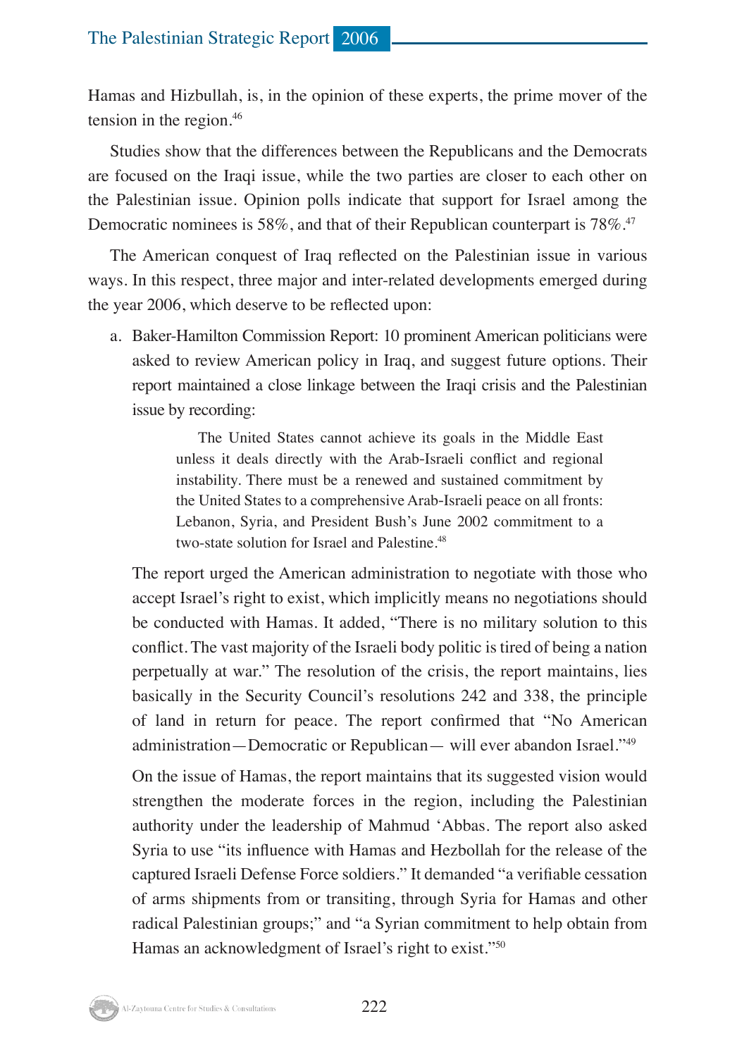Hamas and Hizbullah, is, in the opinion of these experts, the prime mover of the tension in the region.[46]

Studies show that the differences between the Republicans and the Democrats are focused on the Iraqi issue, while the two parties are closer to each other on the Palestinian issue. Opinion polls indicate that support for Israel among the Democratic nominees is 58%, and that of their Republican counterpart is 78%.[47]

The American conquest of Iraq reflected on the Palestinian issue in various ways. In this respect, three major and inter-related developments emerged during the year 2006, which deserve to be reflected upon:

a. Baker-Hamilton Commission Report: 10 prominent American politicians were asked to review American policy in Iraq, and suggest future options. Their report maintained a close linkage between the Iraqi crisis and the Palestinian issue by recording:

   > The United States cannot achieve its goals in the Middle East unless it deals directly with the Arab-Israeli conflict and regional instability. There must be a renewed and sustained commitment by the United States to a comprehensive Arab-Israeli peace on all fronts: Lebanon, Syria, and President Bush's June 2002 commitment to a two-state solution for Israel and Palestine.[48]

   The report urged the American administration to negotiate with those who accept Israel's right to exist, which implicitly means no negotiations should be conducted with Hamas. It added, "There is no military solution to this conflict. The vast majority of the Israeli body politic is tired of being a nation perpetually at war." The resolution of the crisis, the report maintains, lies basically in the Security Council's resolutions 242 and 338, the principle of land in return for peace. The report confirmed that "No American administration—Democratic or Republican— will ever abandon Israel."[49]

   On the issue of Hamas, the report maintains that its suggested vision would strengthen the moderate forces in the region, including the Palestinian authority under the leadership of Mahmud 'Abbas. The report also asked Syria to use "its influence with Hamas and Hezbollah for the release of the captured Israeli Defense Force soldiers." It demanded "a verifiable cessation of arms shipments from or transiting, through Syria for Hamas and other radical Palestinian groups;" and "a Syrian commitment to help obtain from Hamas an acknowledgment of Israel's right to exist."[50]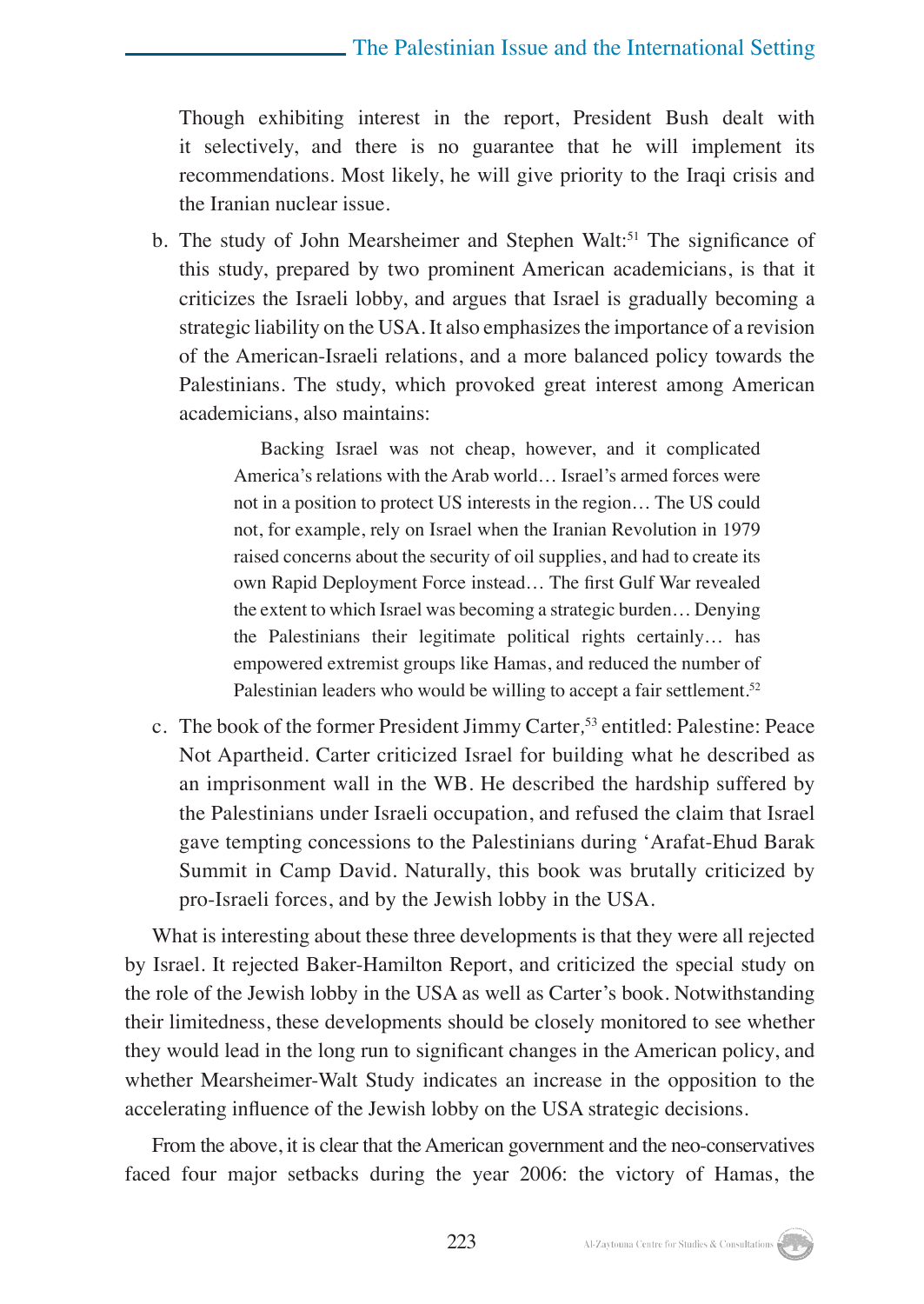Though exhibiting interest in the report, President Bush dealt with it selectively, and there is no guarantee that he will implement its recommendations. Most likely, he will give priority to the Iraqi crisis and the Iranian nuclear issue.

b. The study of John Mearsheimer and Stephen Walt:[51] The significance of this study, prepared by two prominent American academicians, is that it criticizes the Israeli lobby, and argues that Israel is gradually becoming a strategic liability on the USA. It also emphasizes the importance of a revision of the American-Israeli relations, and a more balanced policy towards the Palestinians. The study, which provoked great interest among American academicians, also maintains:

> Backing Israel was not cheap, however, and it complicated America's relations with the Arab world… Israel's armed forces were not in a position to protect US interests in the region… The US could not, for example, rely on Israel when the Iranian Revolution in 1979 raised concerns about the security of oil supplies, and had to create its own Rapid Deployment Force instead… The first Gulf War revealed the extent to which Israel was becoming a strategic burden… Denying the Palestinians their legitimate political rights certainly… has empowered extremist groups like Hamas, and reduced the number of Palestinian leaders who would be willing to accept a fair settlement.[52]

c. The book of the former President Jimmy Carter,[53] entitled: Palestine: Peace Not Apartheid. Carter criticized Israel for building what he described as an imprisonment wall in the WB. He described the hardship suffered by the Palestinians under Israeli occupation, and refused the claim that Israel gave tempting concessions to the Palestinians during 'Arafat-Ehud Barak Summit in Camp David. Naturally, this book was brutally criticized by pro-Israeli forces, and by the Jewish lobby in the USA.

What is interesting about these three developments is that they were all rejected by Israel. It rejected Baker-Hamilton Report, and criticized the special study on the role of the Jewish lobby in the USA as well as Carter's book. Notwithstanding their limitedness, these developments should be closely monitored to see whether they would lead in the long run to significant changes in the American policy, and whether Mearsheimer-Walt Study indicates an increase in the opposition to the accelerating influence of the Jewish lobby on the USA strategic decisions.

From the above, it is clear that the American government and the neo-conservatives faced four major setbacks during the year 2006: the victory of Hamas, the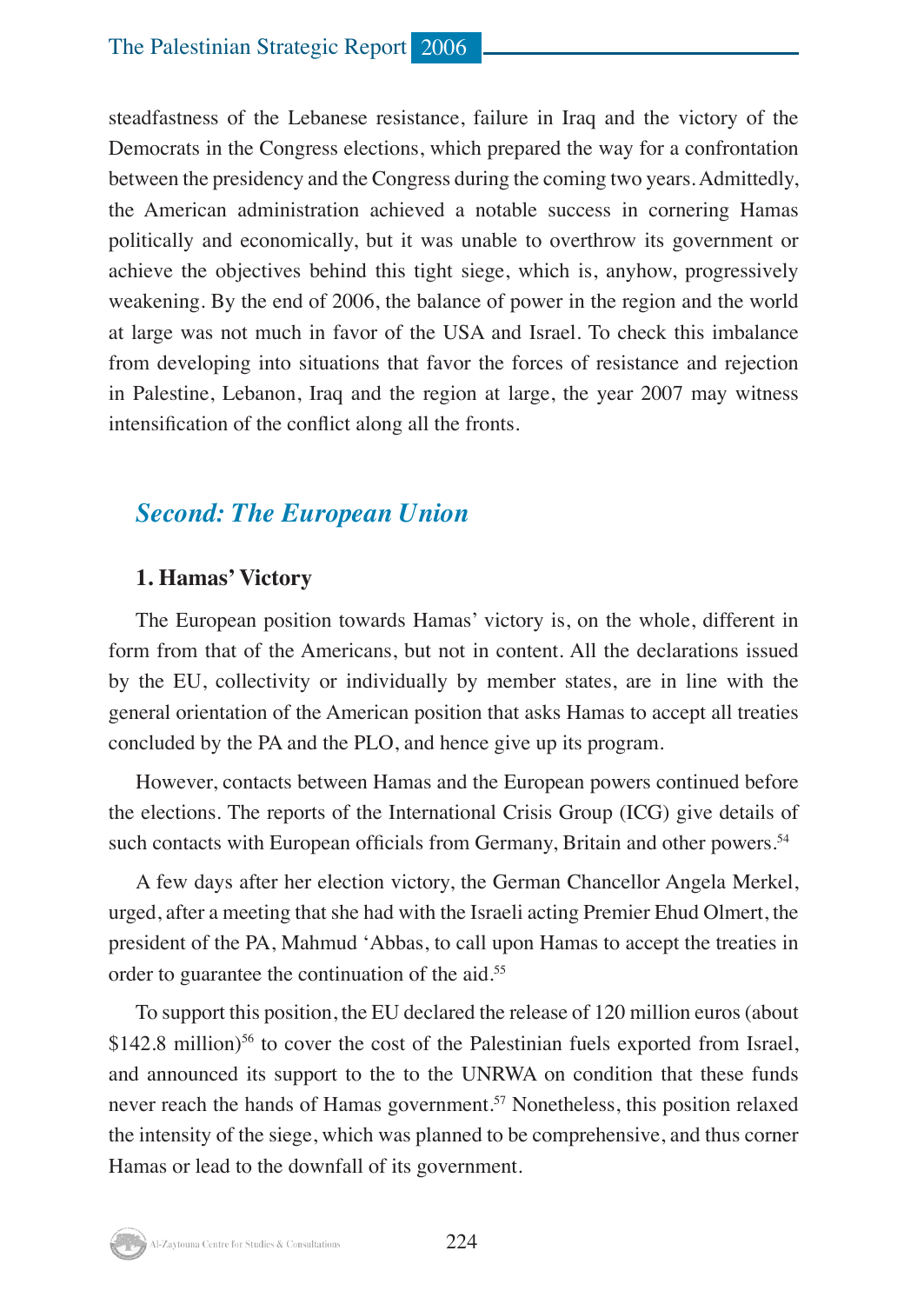steadfastness of the Lebanese resistance, failure in Iraq and the victory of the Democrats in the Congress elections, which prepared the way for a confrontation between the presidency and the Congress during the coming two years. Admittedly, the American administration achieved a notable success in cornering Hamas politically and economically, but it was unable to overthrow its government or achieve the objectives behind this tight siege, which is, anyhow, progressively weakening. By the end of 2006, the balance of power in the region and the world at large was not much in favor of the USA and Israel. To check this imbalance from developing into situations that favor the forces of resistance and rejection in Palestine, Lebanon, Iraq and the region at large, the year 2007 may witness intensification of the conflict along all the fronts.

## *Second: The European Union*

### 1. Hamas' Victory

The European position towards Hamas' victory is, on the whole, different in form from that of the Americans, but not in content. All the declarations issued by the EU, collectivity or individually by member states, are in line with the general orientation of the American position that asks Hamas to accept all treaties concluded by the PA and the PLO, and hence give up its program.

However, contacts between Hamas and the European powers continued before the elections. The reports of the International Crisis Group (ICG) give details of such contacts with European officials from Germany, Britain and other powers.[54]

A few days after her election victory, the German Chancellor Angela Merkel, urged, after a meeting that she had with the Israeli acting Premier Ehud Olmert, the president of the PA, Mahmud 'Abbas, to call upon Hamas to accept the treaties in order to guarantee the continuation of the aid.[55]

To support this position, the EU declared the release of 120 million euros (about $142.8 million)[56] to cover the cost of the Palestinian fuels exported from Israel, and announced its support to the to the UNRWA on condition that these funds never reach the hands of Hamas government.[57] Nonetheless, this position relaxed the intensity of the siege, which was planned to be comprehensive, and thus corner Hamas or lead to the downfall of its government.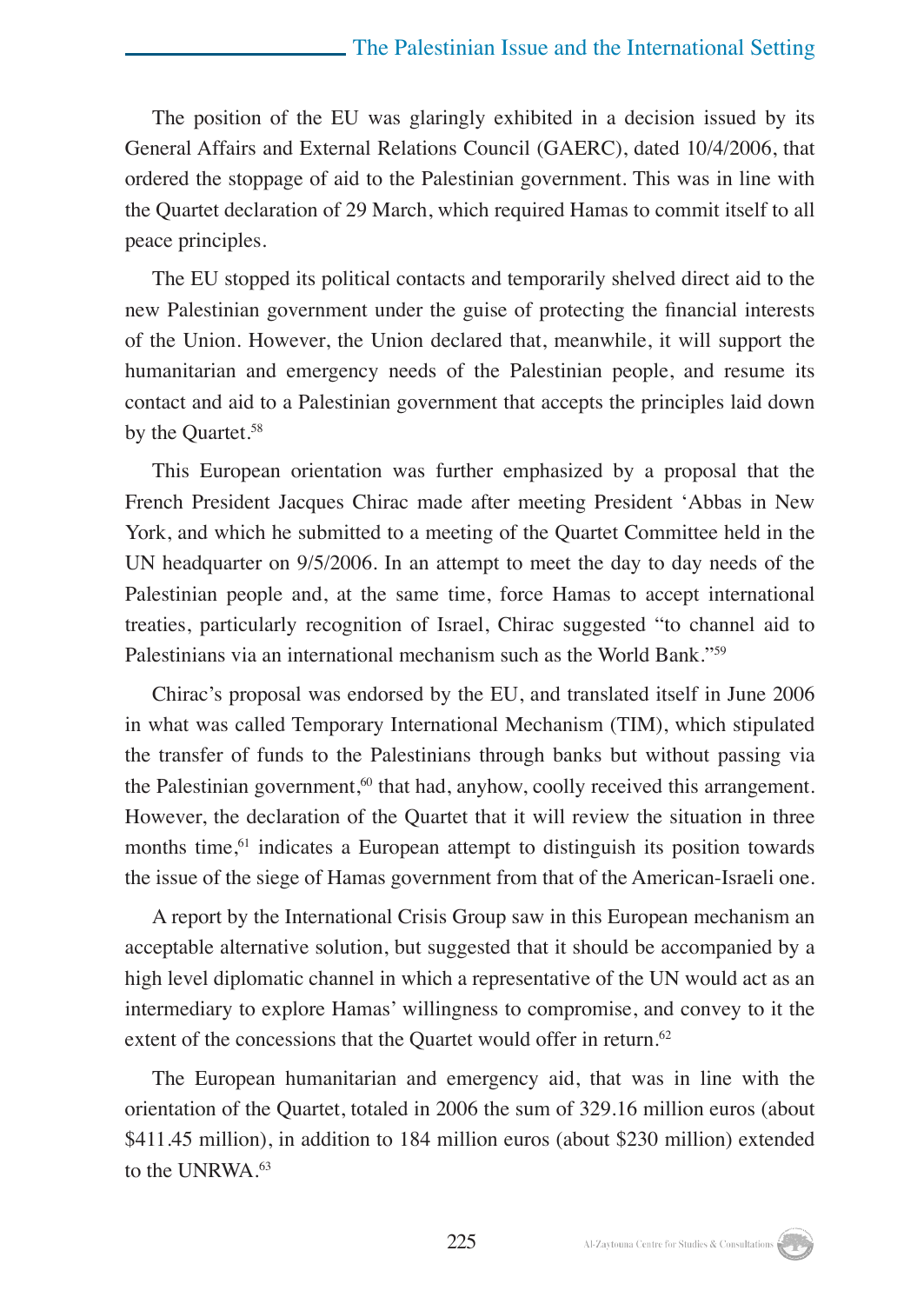The position of the EU was glaringly exhibited in a decision issued by its General Affairs and External Relations Council (GAERC), dated 10/4/2006, that ordered the stoppage of aid to the Palestinian government. This was in line with the Quartet declaration of 29 March, which required Hamas to commit itself to all peace principles.

The EU stopped its political contacts and temporarily shelved direct aid to the new Palestinian government under the guise of protecting the financial interests of the Union. However, the Union declared that, meanwhile, it will support the humanitarian and emergency needs of the Palestinian people, and resume its contact and aid to a Palestinian government that accepts the principles laid down by the Quartet.[58]

This European orientation was further emphasized by a proposal that the French President Jacques Chirac made after meeting President 'Abbas in New York, and which he submitted to a meeting of the Quartet Committee held in the UN headquarter on 9/5/2006. In an attempt to meet the day to day needs of the Palestinian people and, at the same time, force Hamas to accept international treaties, particularly recognition of Israel, Chirac suggested "to channel aid to Palestinians via an international mechanism such as the World Bank."[59]

Chirac's proposal was endorsed by the EU, and translated itself in June 2006 in what was called Temporary International Mechanism (TIM), which stipulated the transfer of funds to the Palestinians through banks but without passing via the Palestinian government,[60] that had, anyhow, coolly received this arrangement. However, the declaration of the Quartet that it will review the situation in three months time,[61] indicates a European attempt to distinguish its position towards the issue of the siege of Hamas government from that of the American-Israeli one.

A report by the International Crisis Group saw in this European mechanism an acceptable alternative solution, but suggested that it should be accompanied by a high level diplomatic channel in which a representative of the UN would act as an intermediary to explore Hamas' willingness to compromise, and convey to it the extent of the concessions that the Quartet would offer in return.[62]

The European humanitarian and emergency aid, that was in line with the orientation of the Quartet, totaled in 2006 the sum of 329.16 million euros (about $411.45 million), in addition to 184 million euros (about $230 million) extended to the UNRWA.[63]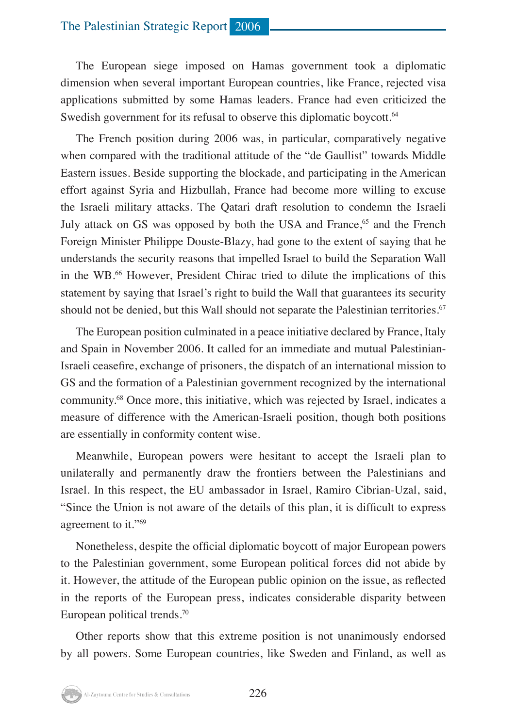The European siege imposed on Hamas government took a diplomatic dimension when several important European countries, like France, rejected visa applications submitted by some Hamas leaders. France had even criticized the Swedish government for its refusal to observe this diplomatic boycott.[64]

The French position during 2006 was, in particular, comparatively negative when compared with the traditional attitude of the "de Gaullist" towards Middle Eastern issues. Beside supporting the blockade, and participating in the American effort against Syria and Hizbullah, France had become more willing to excuse the Israeli military attacks. The Qatari draft resolution to condemn the Israeli July attack on GS was opposed by both the USA and France,[65] and the French Foreign Minister Philippe Douste-Blazy, had gone to the extent of saying that he understands the security reasons that impelled Israel to build the Separation Wall in the WB.[66] However, President Chirac tried to dilute the implications of this statement by saying that Israel's right to build the Wall that guarantees its security should not be denied, but this Wall should not separate the Palestinian territories.[67]

The European position culminated in a peace initiative declared by France, Italy and Spain in November 2006. It called for an immediate and mutual Palestinian-Israeli ceasefire, exchange of prisoners, the dispatch of an international mission to GS and the formation of a Palestinian government recognized by the international community.[68] Once more, this initiative, which was rejected by Israel, indicates a measure of difference with the American-Israeli position, though both positions are essentially in conformity content wise.

Meanwhile, European powers were hesitant to accept the Israeli plan to unilaterally and permanently draw the frontiers between the Palestinians and Israel. In this respect, the EU ambassador in Israel, Ramiro Cibrian-Uzal, said, "Since the Union is not aware of the details of this plan, it is difficult to express agreement to it."[69]

Nonetheless, despite the official diplomatic boycott of major European powers to the Palestinian government, some European political forces did not abide by it. However, the attitude of the European public opinion on the issue, as reflected in the reports of the European press, indicates considerable disparity between European political trends.[70]

Other reports show that this extreme position is not unanimously endorsed by all powers. Some European countries, like Sweden and Finland, as well as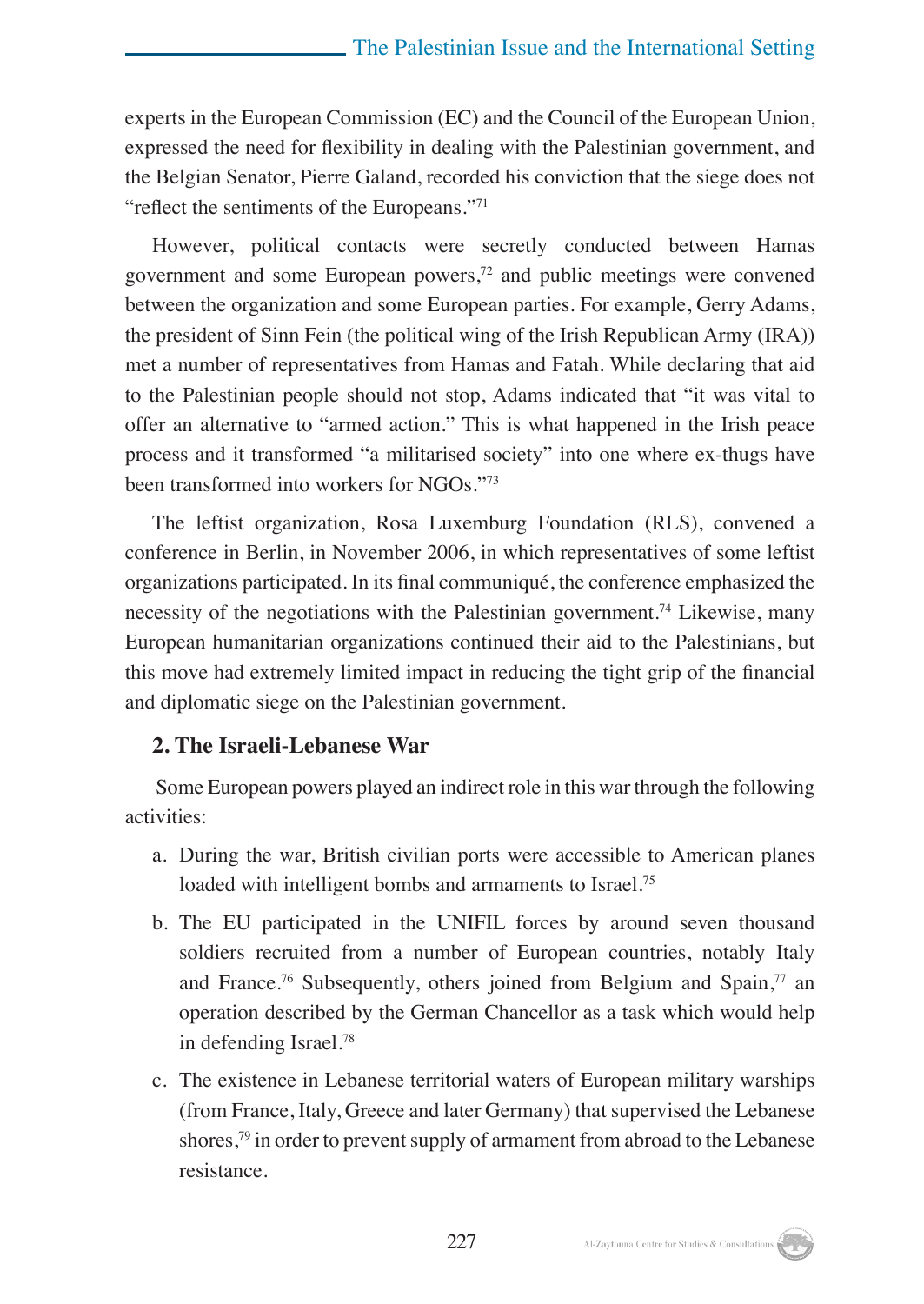experts in the European Commission (EC) and the Council of the European Union, expressed the need for flexibility in dealing with the Palestinian government, and the Belgian Senator, Pierre Galand, recorded his conviction that the siege does not "reflect the sentiments of the Europeans."[71]

However, political contacts were secretly conducted between Hamas government and some European powers,[72] and public meetings were convened between the organization and some European parties. For example, Gerry Adams, the president of Sinn Fein (the political wing of the Irish Republican Army (IRA)) met a number of representatives from Hamas and Fatah. While declaring that aid to the Palestinian people should not stop, Adams indicated that "it was vital to offer an alternative to "armed action." This is what happened in the Irish peace process and it transformed "a militarised society" into one where ex-thugs have been transformed into workers for NGOs."[73]

The leftist organization, Rosa Luxemburg Foundation (RLS), convened a conference in Berlin, in November 2006, in which representatives of some leftist organizations participated. In its final communiqué, the conference emphasized the necessity of the negotiations with the Palestinian government.[74] Likewise, many European humanitarian organizations continued their aid to the Palestinians, but this move had extremely limited impact in reducing the tight grip of the financial and diplomatic siege on the Palestinian government.

### 2. The Israeli-Lebanese War

Some European powers played an indirect role in this war through the following activities:

a. During the war, British civilian ports were accessible to American planes loaded with intelligent bombs and armaments to Israel.[75]

b. The EU participated in the UNIFIL forces by around seven thousand soldiers recruited from a number of European countries, notably Italy and France.[76] Subsequently, others joined from Belgium and Spain,[77] an operation described by the German Chancellor as a task which would help in defending Israel.[78]

c. The existence in Lebanese territorial waters of European military warships (from France, Italy, Greece and later Germany) that supervised the Lebanese shores,[79] in order to prevent supply of armament from abroad to the Lebanese resistance.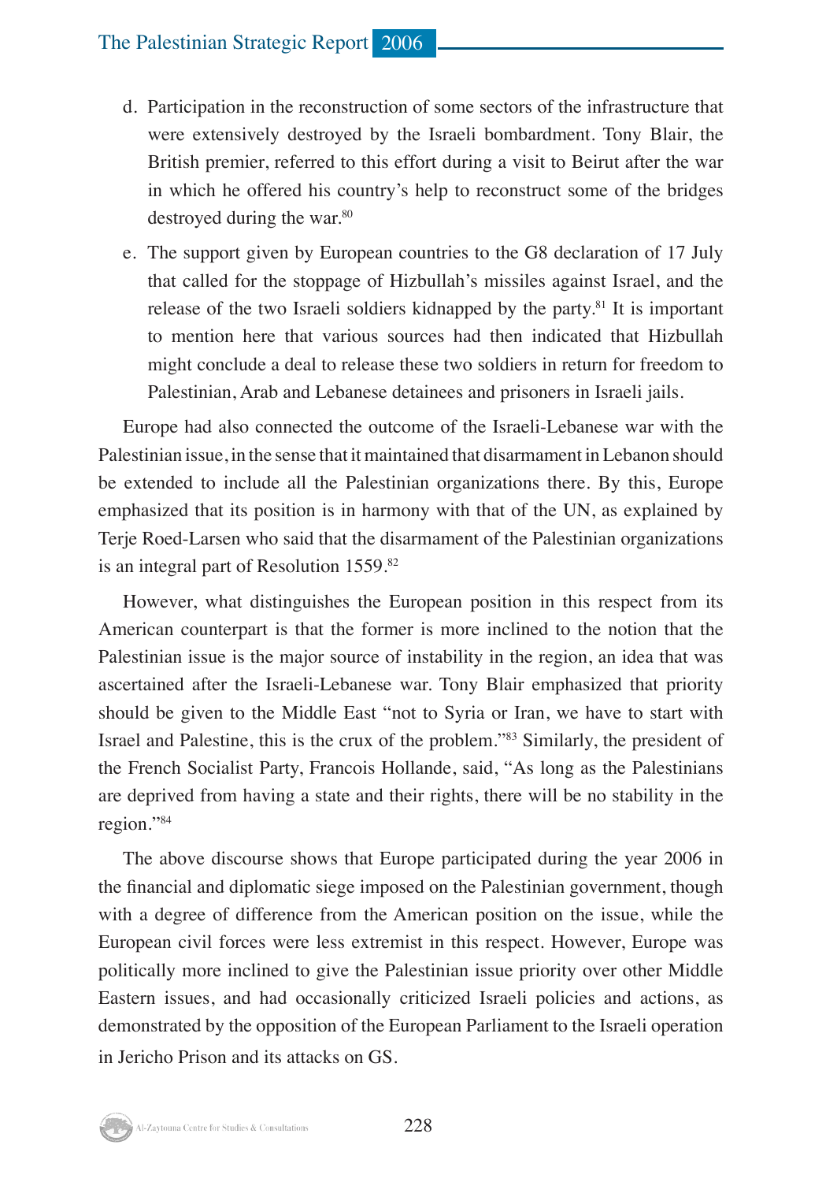d. Participation in the reconstruction of some sectors of the infrastructure that were extensively destroyed by the Israeli bombardment. Tony Blair, the British premier, referred to this effort during a visit to Beirut after the war in which he offered his country's help to reconstruct some of the bridges destroyed during the war.[80]

e. The support given by European countries to the G8 declaration of 17 July that called for the stoppage of Hizbullah's missiles against Israel, and the release of the two Israeli soldiers kidnapped by the party.[81] It is important to mention here that various sources had then indicated that Hizbullah might conclude a deal to release these two soldiers in return for freedom to Palestinian, Arab and Lebanese detainees and prisoners in Israeli jails.

Europe had also connected the outcome of the Israeli-Lebanese war with the Palestinian issue, in the sense that it maintained that disarmament in Lebanon should be extended to include all the Palestinian organizations there. By this, Europe emphasized that its position is in harmony with that of the UN, as explained by Terje Roed-Larsen who said that the disarmament of the Palestinian organizations is an integral part of Resolution 1559.[82]

However, what distinguishes the European position in this respect from its American counterpart is that the former is more inclined to the notion that the Palestinian issue is the major source of instability in the region, an idea that was ascertained after the Israeli-Lebanese war. Tony Blair emphasized that priority should be given to the Middle East "not to Syria or Iran, we have to start with Israel and Palestine, this is the crux of the problem."[83] Similarly, the president of the French Socialist Party, Francois Hollande, said, "As long as the Palestinians are deprived from having a state and their rights, there will be no stability in the region."[84]

The above discourse shows that Europe participated during the year 2006 in the financial and diplomatic siege imposed on the Palestinian government, though with a degree of difference from the American position on the issue, while the European civil forces were less extremist in this respect. However, Europe was politically more inclined to give the Palestinian issue priority over other Middle Eastern issues, and had occasionally criticized Israeli policies and actions, as demonstrated by the opposition of the European Parliament to the Israeli operation in Jericho Prison and its attacks on GS.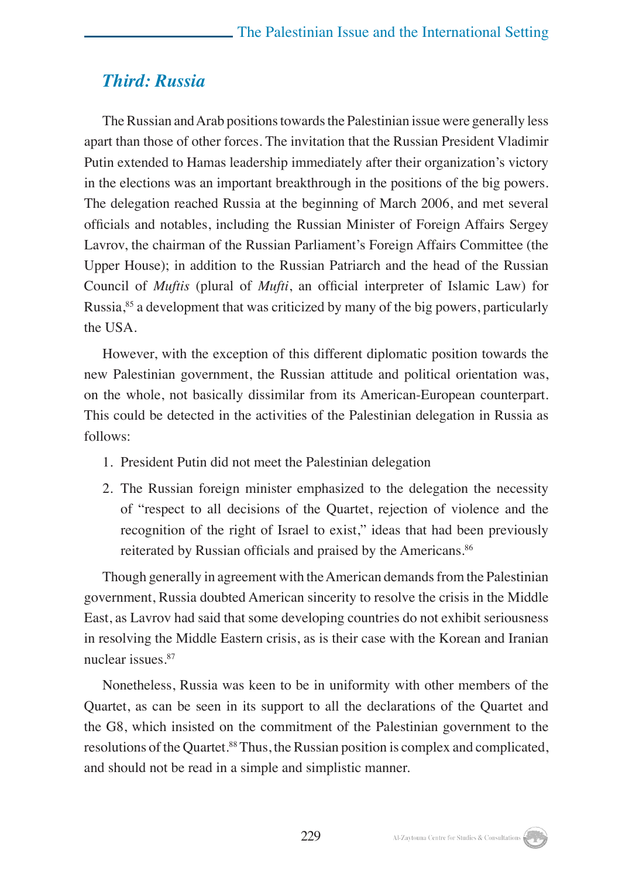## *Third: Russia*

The Russian and Arab positions towards the Palestinian issue were generally less apart than those of other forces. The invitation that the Russian President Vladimir Putin extended to Hamas leadership immediately after their organization's victory in the elections was an important breakthrough in the positions of the big powers. The delegation reached Russia at the beginning of March 2006, and met several officials and notables, including the Russian Minister of Foreign Affairs Sergey Lavrov, the chairman of the Russian Parliament's Foreign Affairs Committee (the Upper House); in addition to the Russian Patriarch and the head of the Russian Council of *Muftis* (plural of *Mufti*, an official interpreter of Islamic Law) for Russia,[85] a development that was criticized by many of the big powers, particularly the USA.

However, with the exception of this different diplomatic position towards the new Palestinian government, the Russian attitude and political orientation was, on the whole, not basically dissimilar from its American-European counterpart. This could be detected in the activities of the Palestinian delegation in Russia as follows:

1. President Putin did not meet the Palestinian delegation
2. The Russian foreign minister emphasized to the delegation the necessity of "respect to all decisions of the Quartet, rejection of violence and the recognition of the right of Israel to exist," ideas that had been previously reiterated by Russian officials and praised by the Americans.[86]

Though generally in agreement with the American demands from the Palestinian government, Russia doubted American sincerity to resolve the crisis in the Middle East, as Lavrov had said that some developing countries do not exhibit seriousness in resolving the Middle Eastern crisis, as is their case with the Korean and Iranian nuclear issues.[87]

Nonetheless, Russia was keen to be in uniformity with other members of the Quartet, as can be seen in its support to all the declarations of the Quartet and the G8, which insisted on the commitment of the Palestinian government to the resolutions of the Quartet.[88] Thus, the Russian position is complex and complicated, and should not be read in a simple and simplistic manner.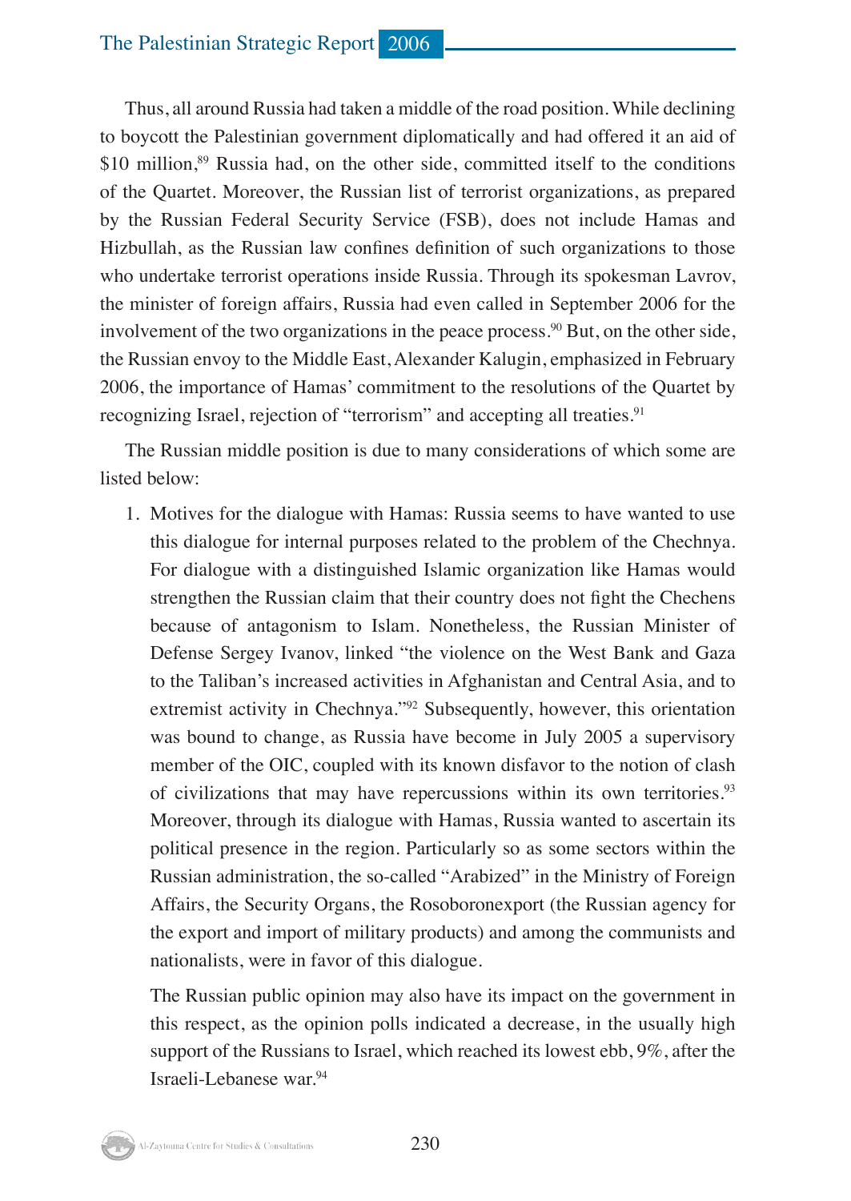Thus, all around Russia had taken a middle of the road position. While declining to boycott the Palestinian government diplomatically and had offered it an aid of $10 million,[89] Russia had, on the other side, committed itself to the conditions of the Quartet. Moreover, the Russian list of terrorist organizations, as prepared by the Russian Federal Security Service (FSB), does not include Hamas and Hizbullah, as the Russian law confines definition of such organizations to those who undertake terrorist operations inside Russia. Through its spokesman Lavrov, the minister of foreign affairs, Russia had even called in September 2006 for the involvement of the two organizations in the peace process.[90] But, on the other side, the Russian envoy to the Middle East, Alexander Kalugin, emphasized in February 2006, the importance of Hamas' commitment to the resolutions of the Quartet by recognizing Israel, rejection of "terrorism" and accepting all treaties.[91]

The Russian middle position is due to many considerations of which some are listed below:

1. Motives for the dialogue with Hamas: Russia seems to have wanted to use this dialogue for internal purposes related to the problem of the Chechnya. For dialogue with a distinguished Islamic organization like Hamas would strengthen the Russian claim that their country does not fight the Chechens because of antagonism to Islam. Nonetheless, the Russian Minister of Defense Sergey Ivanov, linked "the violence on the West Bank and Gaza to the Taliban's increased activities in Afghanistan and Central Asia, and to extremist activity in Chechnya."[92] Subsequently, however, this orientation was bound to change, as Russia have become in July 2005 a supervisory member of the OIC, coupled with its known disfavor to the notion of clash of civilizations that may have repercussions within its own territories.[93] Moreover, through its dialogue with Hamas, Russia wanted to ascertain its political presence in the region. Particularly so as some sectors within the Russian administration, the so-called "Arabized" in the Ministry of Foreign Affairs, the Security Organs, the Rosoboronexport (the Russian agency for the export and import of military products) and among the communists and nationalists, were in favor of this dialogue.

   The Russian public opinion may also have its impact on the government in this respect, as the opinion polls indicated a decrease, in the usually high support of the Russians to Israel, which reached its lowest ebb, 9%, after the Israeli-Lebanese war.[94]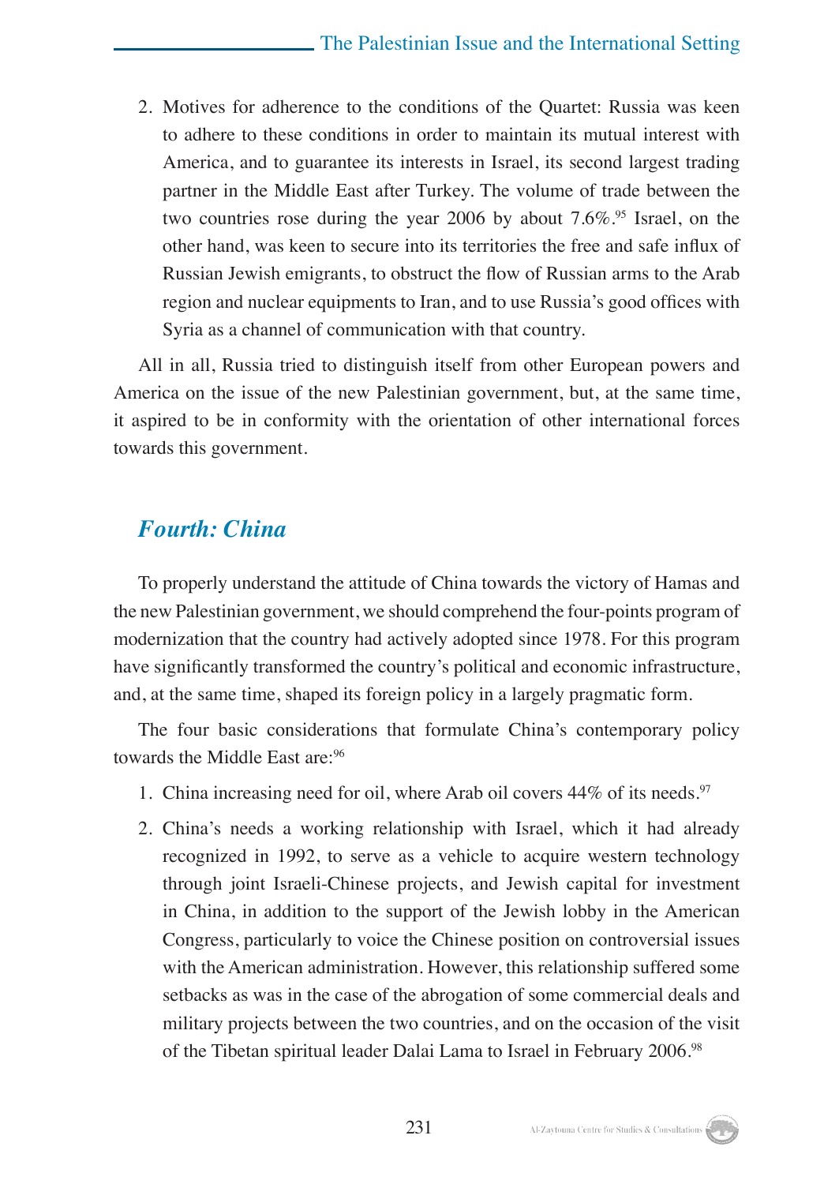2. Motives for adherence to the conditions of the Quartet: Russia was keen to adhere to these conditions in order to maintain its mutual interest with America, and to guarantee its interests in Israel, its second largest trading partner in the Middle East after Turkey. The volume of trade between the two countries rose during the year 2006 by about 7.6%.[95] Israel, on the other hand, was keen to secure into its territories the free and safe influx of Russian Jewish emigrants, to obstruct the flow of Russian arms to the Arab region and nuclear equipments to Iran, and to use Russia's good offices with Syria as a channel of communication with that country.

All in all, Russia tried to distinguish itself from other European powers and America on the issue of the new Palestinian government, but, at the same time, it aspired to be in conformity with the orientation of other international forces towards this government.

## *Fourth: China*

To properly understand the attitude of China towards the victory of Hamas and the new Palestinian government, we should comprehend the four-points program of modernization that the country had actively adopted since 1978. For this program have significantly transformed the country's political and economic infrastructure, and, at the same time, shaped its foreign policy in a largely pragmatic form.

The four basic considerations that formulate China's contemporary policy towards the Middle East are:[96]

1. China increasing need for oil, where Arab oil covers 44% of its needs.[97]
2. China's needs a working relationship with Israel, which it had already recognized in 1992, to serve as a vehicle to acquire western technology through joint Israeli-Chinese projects, and Jewish capital for investment in China, in addition to the support of the Jewish lobby in the American Congress, particularly to voice the Chinese position on controversial issues with the American administration. However, this relationship suffered some setbacks as was in the case of the abrogation of some commercial deals and military projects between the two countries, and on the occasion of the visit of the Tibetan spiritual leader Dalai Lama to Israel in February 2006.[98]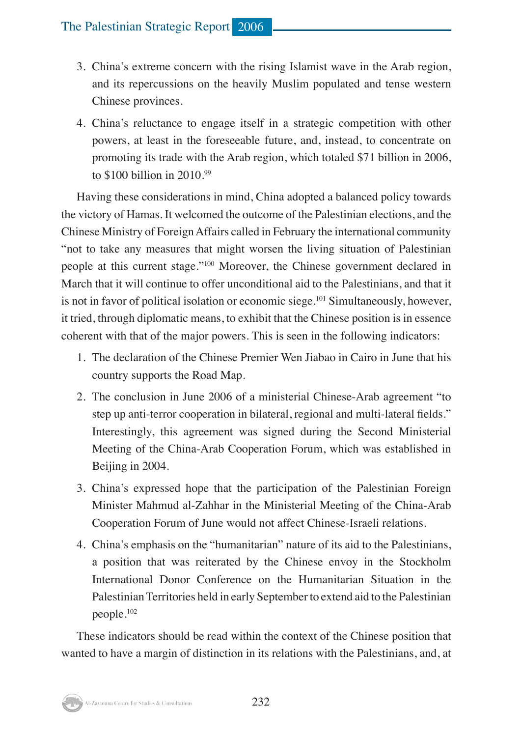3. China's extreme concern with the rising Islamist wave in the Arab region, and its repercussions on the heavily Muslim populated and tense western Chinese provinces.
4. China's reluctance to engage itself in a strategic competition with other powers, at least in the foreseeable future, and, instead, to concentrate on promoting its trade with the Arab region, which totaled $71 billion in 2006, to $100 billion in 2010.[99]

Having these considerations in mind, China adopted a balanced policy towards the victory of Hamas. It welcomed the outcome of the Palestinian elections, and the Chinese Ministry of Foreign Affairs called in February the international community "not to take any measures that might worsen the living situation of Palestinian people at this current stage."[100] Moreover, the Chinese government declared in March that it will continue to offer unconditional aid to the Palestinians, and that it is not in favor of political isolation or economic siege.[101] Simultaneously, however, it tried, through diplomatic means, to exhibit that the Chinese position is in essence coherent with that of the major powers. This is seen in the following indicators:

1. The declaration of the Chinese Premier Wen Jiabao in Cairo in June that his country supports the Road Map.
2. The conclusion in June 2006 of a ministerial Chinese-Arab agreement "to step up anti-terror cooperation in bilateral, regional and multi-lateral fields." Interestingly, this agreement was signed during the Second Ministerial Meeting of the China-Arab Cooperation Forum, which was established in Beijing in 2004.
3. China's expressed hope that the participation of the Palestinian Foreign Minister Mahmud al-Zahhar in the Ministerial Meeting of the China-Arab Cooperation Forum of June would not affect Chinese-Israeli relations.
4. China's emphasis on the "humanitarian" nature of its aid to the Palestinians, a position that was reiterated by the Chinese envoy in the Stockholm International Donor Conference on the Humanitarian Situation in the Palestinian Territories held in early September to extend aid to the Palestinian people.[102]

These indicators should be read within the context of the Chinese position that wanted to have a margin of distinction in its relations with the Palestinians, and, at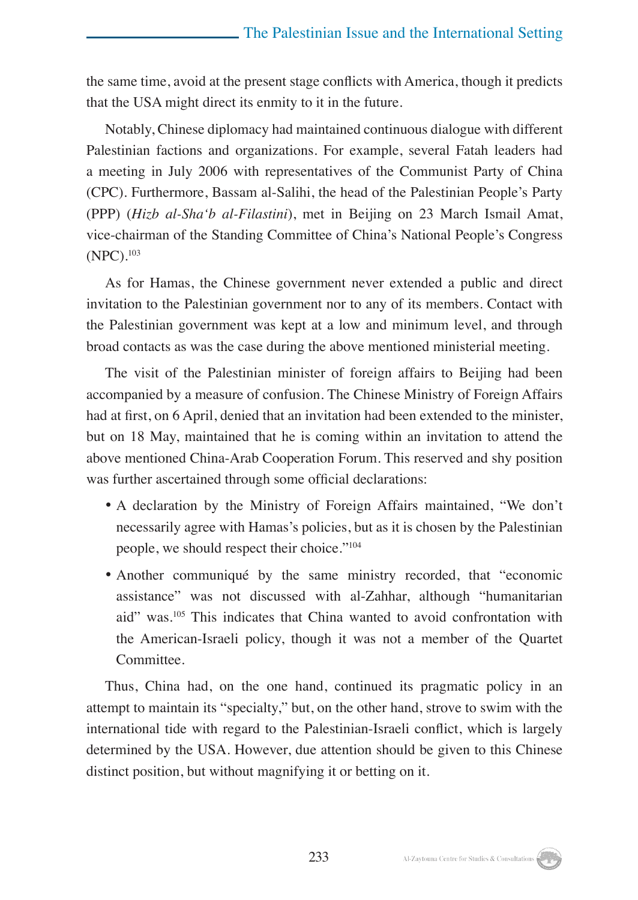the same time, avoid at the present stage conflicts with America, though it predicts that the USA might direct its enmity to it in the future.

Notably, Chinese diplomacy had maintained continuous dialogue with different Palestinian factions and organizations. For example, several Fatah leaders had a meeting in July 2006 with representatives of the Communist Party of China (CPC). Furthermore, Bassam al-Salihi, the head of the Palestinian People's Party (PPP) (*Hizb al-Sha'b al-Filastini*), met in Beijing on 23 March Ismail Amat, vice-chairman of the Standing Committee of China's National People's Congress (NPC).[103]

As for Hamas, the Chinese government never extended a public and direct invitation to the Palestinian government nor to any of its members. Contact with the Palestinian government was kept at a low and minimum level, and through broad contacts as was the case during the above mentioned ministerial meeting.

The visit of the Palestinian minister of foreign affairs to Beijing had been accompanied by a measure of confusion. The Chinese Ministry of Foreign Affairs had at first, on 6 April, denied that an invitation had been extended to the minister, but on 18 May, maintained that he is coming within an invitation to attend the above mentioned China-Arab Cooperation Forum. This reserved and shy position was further ascertained through some official declarations:

- A declaration by the Ministry of Foreign Affairs maintained, "We don't necessarily agree with Hamas's policies, but as it is chosen by the Palestinian people, we should respect their choice."[104]
- Another communiqué by the same ministry recorded, that "economic assistance" was not discussed with al-Zahhar, although "humanitarian aid" was.[105] This indicates that China wanted to avoid confrontation with the American-Israeli policy, though it was not a member of the Quartet Committee.

Thus, China had, on the one hand, continued its pragmatic policy in an attempt to maintain its "specialty," but, on the other hand, strove to swim with the international tide with regard to the Palestinian-Israeli conflict, which is largely determined by the USA. However, due attention should be given to this Chinese distinct position, but without magnifying it or betting on it.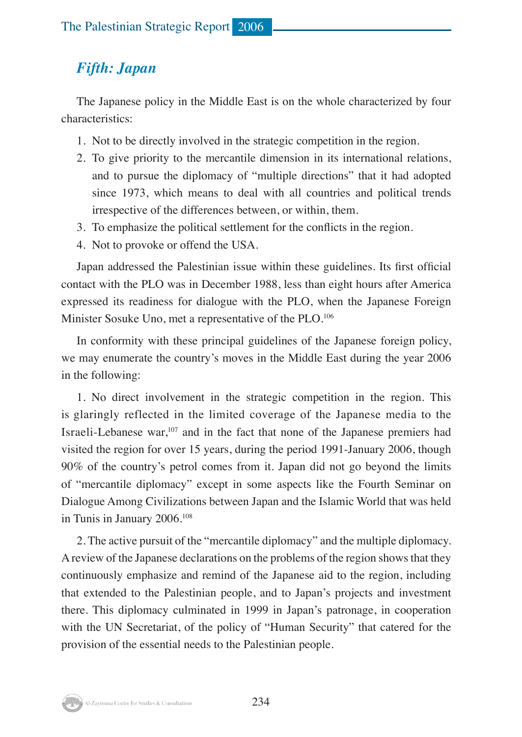## *Fifth: Japan*

The Japanese policy in the Middle East is on the whole characterized by four characteristics:

1. Not to be directly involved in the strategic competition in the region.
2. To give priority to the mercantile dimension in its international relations, and to pursue the diplomacy of "multiple directions" that it had adopted since 1973, which means to deal with all countries and political trends irrespective of the differences between, or within, them.
3. To emphasize the political settlement for the conflicts in the region.
4. Not to provoke or offend the USA.

Japan addressed the Palestinian issue within these guidelines. Its first official contact with the PLO was in December 1988, less than eight hours after America expressed its readiness for dialogue with the PLO, when the Japanese Foreign Minister Sosuke Uno, met a representative of the PLO.[106]

In conformity with these principal guidelines of the Japanese foreign policy, we may enumerate the country's moves in the Middle East during the year 2006 in the following:

1. No direct involvement in the strategic competition in the region. This is glaringly reflected in the limited coverage of the Japanese media to the Israeli-Lebanese war,[107] and in the fact that none of the Japanese premiers had visited the region for over 15 years, during the period 1991-January 2006, though 90% of the country's petrol comes from it. Japan did not go beyond the limits of "mercantile diplomacy" except in some aspects like the Fourth Seminar on Dialogue Among Civilizations between Japan and the Islamic World that was held in Tunis in January 2006.[108]

2. The active pursuit of the "mercantile diplomacy" and the multiple diplomacy. A review of the Japanese declarations on the problems of the region shows that they continuously emphasize and remind of the Japanese aid to the region, including that extended to the Palestinian people, and to Japan's projects and investment there. This diplomacy culminated in 1999 in Japan's patronage, in cooperation with the UN Secretariat, of the policy of "Human Security" that catered for the provision of the essential needs to the Palestinian people.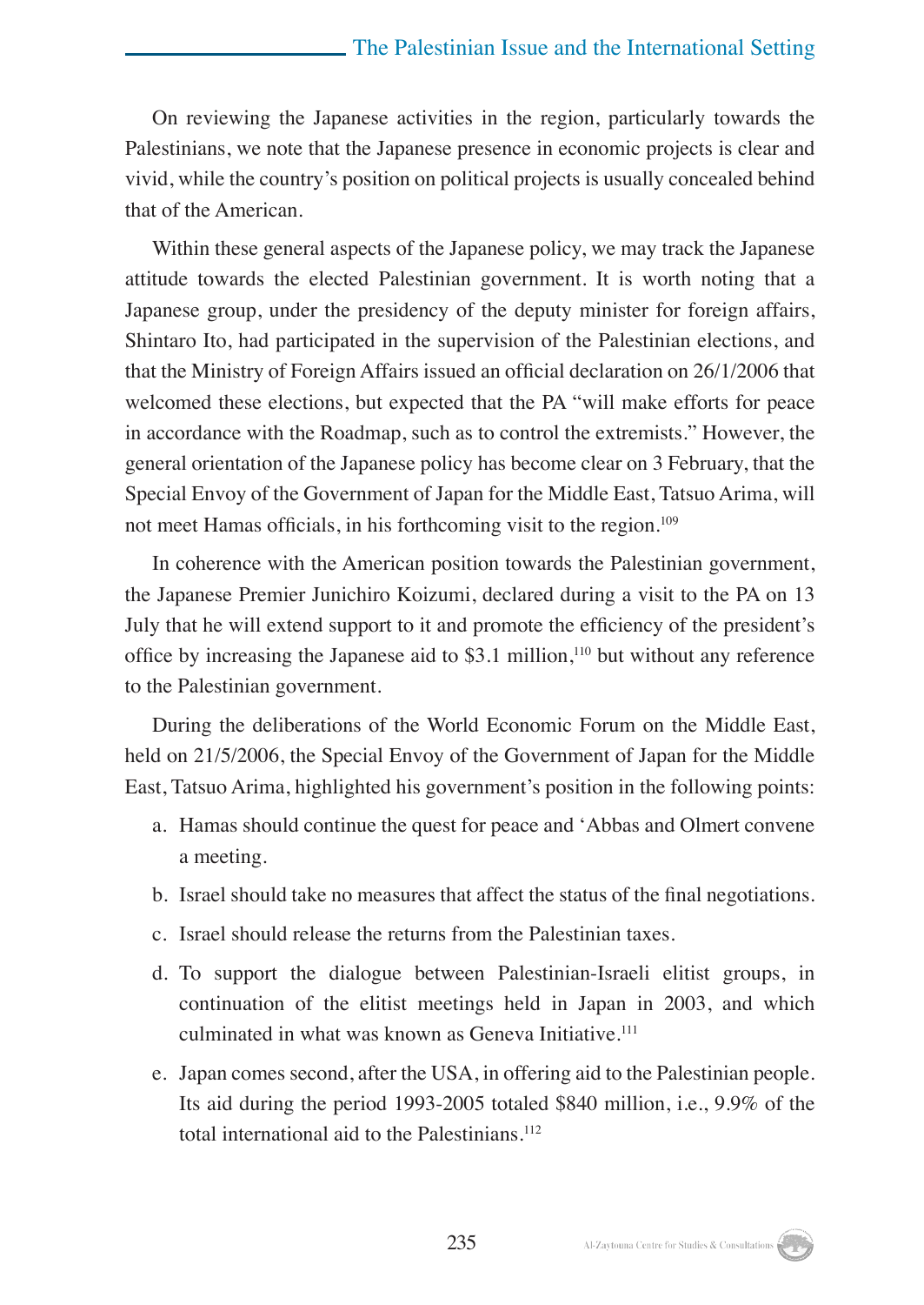On reviewing the Japanese activities in the region, particularly towards the Palestinians, we note that the Japanese presence in economic projects is clear and vivid, while the country's position on political projects is usually concealed behind that of the American.

Within these general aspects of the Japanese policy, we may track the Japanese attitude towards the elected Palestinian government. It is worth noting that a Japanese group, under the presidency of the deputy minister for foreign affairs, Shintaro Ito, had participated in the supervision of the Palestinian elections, and that the Ministry of Foreign Affairs issued an official declaration on 26/1/2006 that welcomed these elections, but expected that the PA "will make efforts for peace in accordance with the Roadmap, such as to control the extremists." However, the general orientation of the Japanese policy has become clear on 3 February, that the Special Envoy of the Government of Japan for the Middle East, Tatsuo Arima, will not meet Hamas officials, in his forthcoming visit to the region.[109]

In coherence with the American position towards the Palestinian government, the Japanese Premier Junichiro Koizumi, declared during a visit to the PA on 13 July that he will extend support to it and promote the efficiency of the president's office by increasing the Japanese aid to $3.1 million,[110] but without any reference to the Palestinian government.

During the deliberations of the World Economic Forum on the Middle East, held on 21/5/2006, the Special Envoy of the Government of Japan for the Middle East, Tatsuo Arima, highlighted his government's position in the following points:

a. Hamas should continue the quest for peace and 'Abbas and Olmert convene a meeting.

b. Israel should take no measures that affect the status of the final negotiations.

c. Israel should release the returns from the Palestinian taxes.

d. To support the dialogue between Palestinian-Israeli elitist groups, in continuation of the elitist meetings held in Japan in 2003, and which culminated in what was known as Geneva Initiative.[111]

e. Japan comes second, after the USA, in offering aid to the Palestinian people. Its aid during the period 1993-2005 totaled $840 million, i.e., 9.9% of the total international aid to the Palestinians.[112]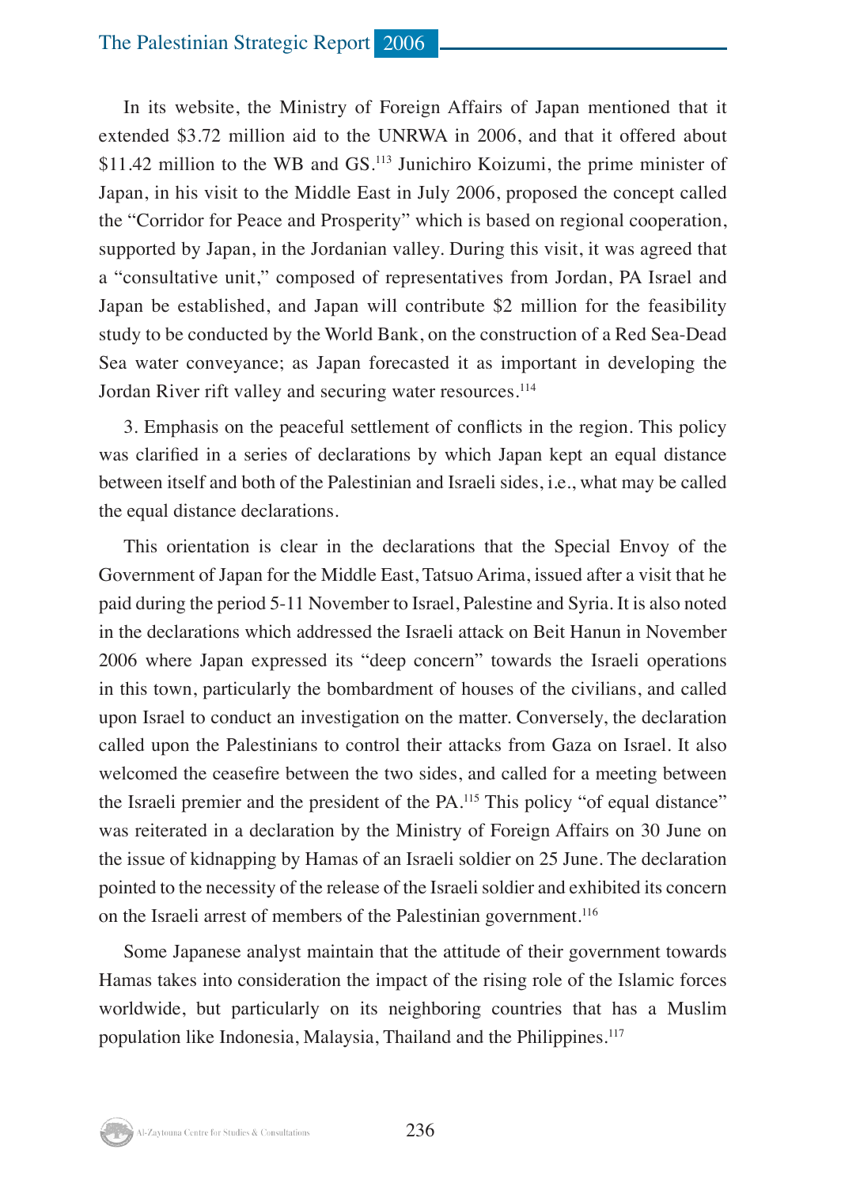In its website, the Ministry of Foreign Affairs of Japan mentioned that it extended $3.72 million aid to the UNRWA in 2006, and that it offered about $11.42 million to the WB and GS.[113] Junichiro Koizumi, the prime minister of Japan, in his visit to the Middle East in July 2006, proposed the concept called the "Corridor for Peace and Prosperity" which is based on regional cooperation, supported by Japan, in the Jordanian valley. During this visit, it was agreed that a "consultative unit," composed of representatives from Jordan, PA Israel and Japan be established, and Japan will contribute $2 million for the feasibility study to be conducted by the World Bank, on the construction of a Red Sea-Dead Sea water conveyance; as Japan forecasted it as important in developing the Jordan River rift valley and securing water resources.[114]

3. Emphasis on the peaceful settlement of conflicts in the region. This policy was clarified in a series of declarations by which Japan kept an equal distance between itself and both of the Palestinian and Israeli sides, i.e., what may be called the equal distance declarations.

This orientation is clear in the declarations that the Special Envoy of the Government of Japan for the Middle East, Tatsuo Arima, issued after a visit that he paid during the period 5-11 November to Israel, Palestine and Syria. It is also noted in the declarations which addressed the Israeli attack on Beit Hanun in November 2006 where Japan expressed its "deep concern" towards the Israeli operations in this town, particularly the bombardment of houses of the civilians, and called upon Israel to conduct an investigation on the matter. Conversely, the declaration called upon the Palestinians to control their attacks from Gaza on Israel. It also welcomed the ceasefire between the two sides, and called for a meeting between the Israeli premier and the president of the PA.[115] This policy "of equal distance" was reiterated in a declaration by the Ministry of Foreign Affairs on 30 June on the issue of kidnapping by Hamas of an Israeli soldier on 25 June. The declaration pointed to the necessity of the release of the Israeli soldier and exhibited its concern on the Israeli arrest of members of the Palestinian government.[116]

Some Japanese analyst maintain that the attitude of their government towards Hamas takes into consideration the impact of the rising role of the Islamic forces worldwide, but particularly on its neighboring countries that has a Muslim population like Indonesia, Malaysia, Thailand and the Philippines.[117]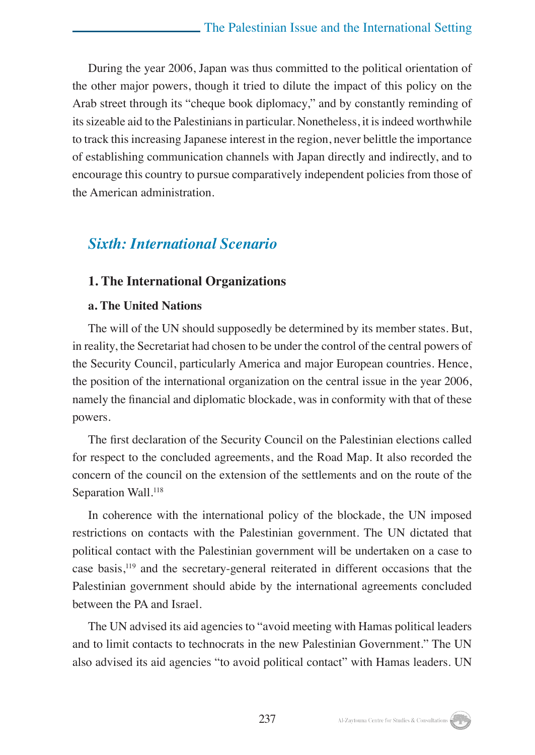During the year 2006, Japan was thus committed to the political orientation of the other major powers, though it tried to dilute the impact of this policy on the Arab street through its "cheque book diplomacy," and by constantly reminding of its sizeable aid to the Palestinians in particular. Nonetheless, it is indeed worthwhile to track this increasing Japanese interest in the region, never belittle the importance of establishing communication channels with Japan directly and indirectly, and to encourage this country to pursue comparatively independent policies from those of the American administration.

## *Sixth: International Scenario*

### 1. The International Organizations

#### a. The United Nations

The will of the UN should supposedly be determined by its member states. But, in reality, the Secretariat had chosen to be under the control of the central powers of the Security Council, particularly America and major European countries. Hence, the position of the international organization on the central issue in the year 2006, namely the financial and diplomatic blockade, was in conformity with that of these powers.

The first declaration of the Security Council on the Palestinian elections called for respect to the concluded agreements, and the Road Map. It also recorded the concern of the council on the extension of the settlements and on the route of the Separation Wall.[118]

In coherence with the international policy of the blockade, the UN imposed restrictions on contacts with the Palestinian government. The UN dictated that political contact with the Palestinian government will be undertaken on a case to case basis,[119] and the secretary-general reiterated in different occasions that the Palestinian government should abide by the international agreements concluded between the PA and Israel.

The UN advised its aid agencies to "avoid meeting with Hamas political leaders and to limit contacts to technocrats in the new Palestinian Government." The UN also advised its aid agencies "to avoid political contact" with Hamas leaders. UN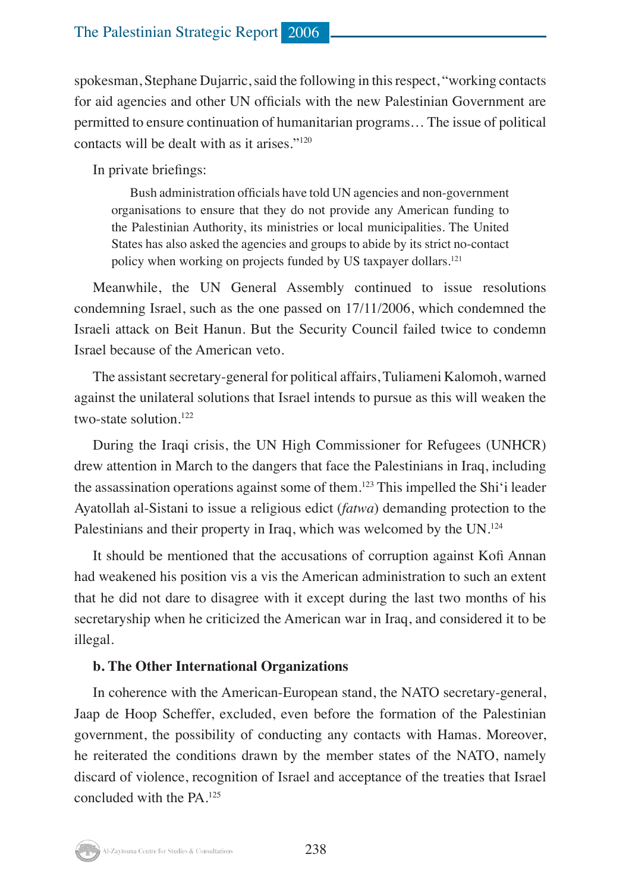spokesman, Stephane Dujarric, said the following in this respect, "working contacts for aid agencies and other UN officials with the new Palestinian Government are permitted to ensure continuation of humanitarian programs… The issue of political contacts will be dealt with as it arises."[120]

In private briefings:

> Bush administration officials have told UN agencies and non-government organisations to ensure that they do not provide any American funding to the Palestinian Authority, its ministries or local municipalities. The United States has also asked the agencies and groups to abide by its strict no-contact policy when working on projects funded by US taxpayer dollars.[121]

Meanwhile, the UN General Assembly continued to issue resolutions condemning Israel, such as the one passed on 17/11/2006, which condemned the Israeli attack on Beit Hanun. But the Security Council failed twice to condemn Israel because of the American veto.

The assistant secretary-general for political affairs, Tuliameni Kalomoh, warned against the unilateral solutions that Israel intends to pursue as this will weaken the two-state solution.[122]

During the Iraqi crisis, the UN High Commissioner for Refugees (UNHCR) drew attention in March to the dangers that face the Palestinians in Iraq, including the assassination operations against some of them.[123] This impelled the Shi'i leader Ayatollah al-Sistani to issue a religious edict (*fatwa*) demanding protection to the Palestinians and their property in Iraq, which was welcomed by the UN.[124]

It should be mentioned that the accusations of corruption against Kofi Annan had weakened his position vis a vis the American administration to such an extent that he did not dare to disagree with it except during the last two months of his secretaryship when he criticized the American war in Iraq, and considered it to be illegal.

**b. The Other International Organizations**

In coherence with the American-European stand, the NATO secretary-general, Jaap de Hoop Scheffer, excluded, even before the formation of the Palestinian government, the possibility of conducting any contacts with Hamas. Moreover, he reiterated the conditions drawn by the member states of the NATO, namely discard of violence, recognition of Israel and acceptance of the treaties that Israel concluded with the PA.[125]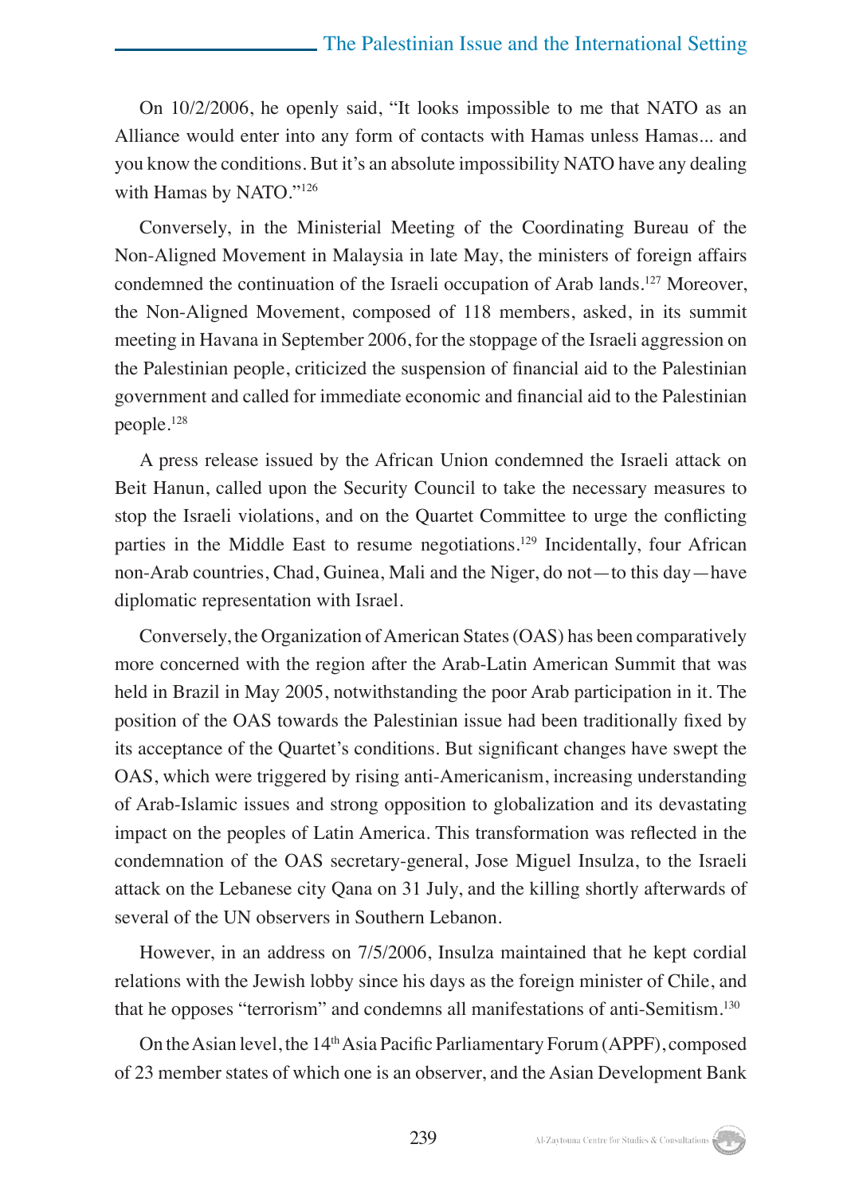On 10/2/2006, he openly said, "It looks impossible to me that NATO as an Alliance would enter into any form of contacts with Hamas unless Hamas... and you know the conditions. But it's an absolute impossibility NATO have any dealing with Hamas by NATO."[126]

Conversely, in the Ministerial Meeting of the Coordinating Bureau of the Non-Aligned Movement in Malaysia in late May, the ministers of foreign affairs condemned the continuation of the Israeli occupation of Arab lands.[127] Moreover, the Non-Aligned Movement, composed of 118 members, asked, in its summit meeting in Havana in September 2006, for the stoppage of the Israeli aggression on the Palestinian people, criticized the suspension of financial aid to the Palestinian government and called for immediate economic and financial aid to the Palestinian people.[128]

A press release issued by the African Union condemned the Israeli attack on Beit Hanun, called upon the Security Council to take the necessary measures to stop the Israeli violations, and on the Quartet Committee to urge the conflicting parties in the Middle East to resume negotiations.[129] Incidentally, four African non-Arab countries, Chad, Guinea, Mali and the Niger, do not—to this day—have diplomatic representation with Israel.

Conversely, the Organization of American States (OAS) has been comparatively more concerned with the region after the Arab-Latin American Summit that was held in Brazil in May 2005, notwithstanding the poor Arab participation in it. The position of the OAS towards the Palestinian issue had been traditionally fixed by its acceptance of the Quartet's conditions. But significant changes have swept the OAS, which were triggered by rising anti-Americanism, increasing understanding of Arab-Islamic issues and strong opposition to globalization and its devastating impact on the peoples of Latin America. This transformation was reflected in the condemnation of the OAS secretary-general, Jose Miguel Insulza, to the Israeli attack on the Lebanese city Qana on 31 July, and the killing shortly afterwards of several of the UN observers in Southern Lebanon.

However, in an address on 7/5/2006, Insulza maintained that he kept cordial relations with the Jewish lobby since his days as the foreign minister of Chile, and that he opposes "terrorism" and condemns all manifestations of anti-Semitism.[130]

On the Asian level, the 14th Asia Pacific Parliamentary Forum (APPF), composed of 23 member states of which one is an observer, and the Asian Development Bank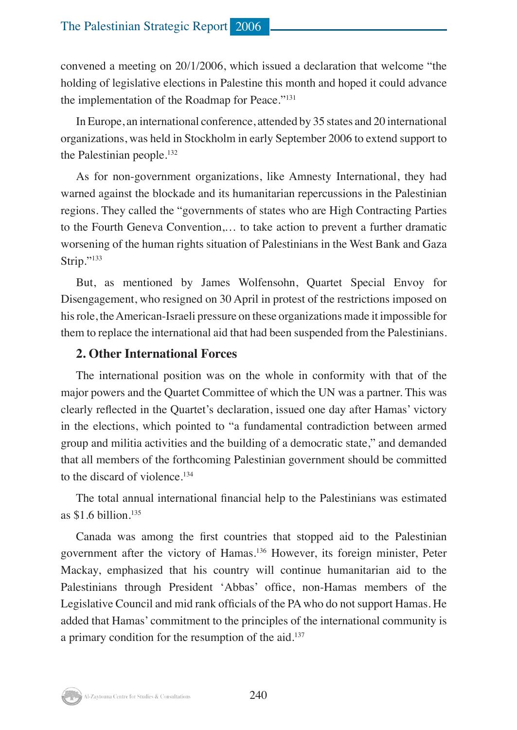convened a meeting on 20/1/2006, which issued a declaration that welcome "the holding of legislative elections in Palestine this month and hoped it could advance the implementation of the Roadmap for Peace."[131]

In Europe, an international conference, attended by 35 states and 20 international organizations, was held in Stockholm in early September 2006 to extend support to the Palestinian people.[132]

As for non-government organizations, like Amnesty International, they had warned against the blockade and its humanitarian repercussions in the Palestinian regions. They called the "governments of states who are High Contracting Parties to the Fourth Geneva Convention,... to take action to prevent a further dramatic worsening of the human rights situation of Palestinians in the West Bank and Gaza Strip."[133]

But, as mentioned by James Wolfensohn, Quartet Special Envoy for Disengagement, who resigned on 30 April in protest of the restrictions imposed on his role, the American-Israeli pressure on these organizations made it impossible for them to replace the international aid that had been suspended from the Palestinians.

### 2. Other International Forces

The international position was on the whole in conformity with that of the major powers and the Quartet Committee of which the UN was a partner. This was clearly reflected in the Quartet's declaration, issued one day after Hamas' victory in the elections, which pointed to "a fundamental contradiction between armed group and militia activities and the building of a democratic state," and demanded that all members of the forthcoming Palestinian government should be committed to the discard of violence.[134]

The total annual international financial help to the Palestinians was estimated as $1.6 billion.[135]

Canada was among the first countries that stopped aid to the Palestinian government after the victory of Hamas.[136] However, its foreign minister, Peter Mackay, emphasized that his country will continue humanitarian aid to the Palestinians through President 'Abbas' office, non-Hamas members of the Legislative Council and mid rank officials of the PA who do not support Hamas. He added that Hamas' commitment to the principles of the international community is a primary condition for the resumption of the aid.[137]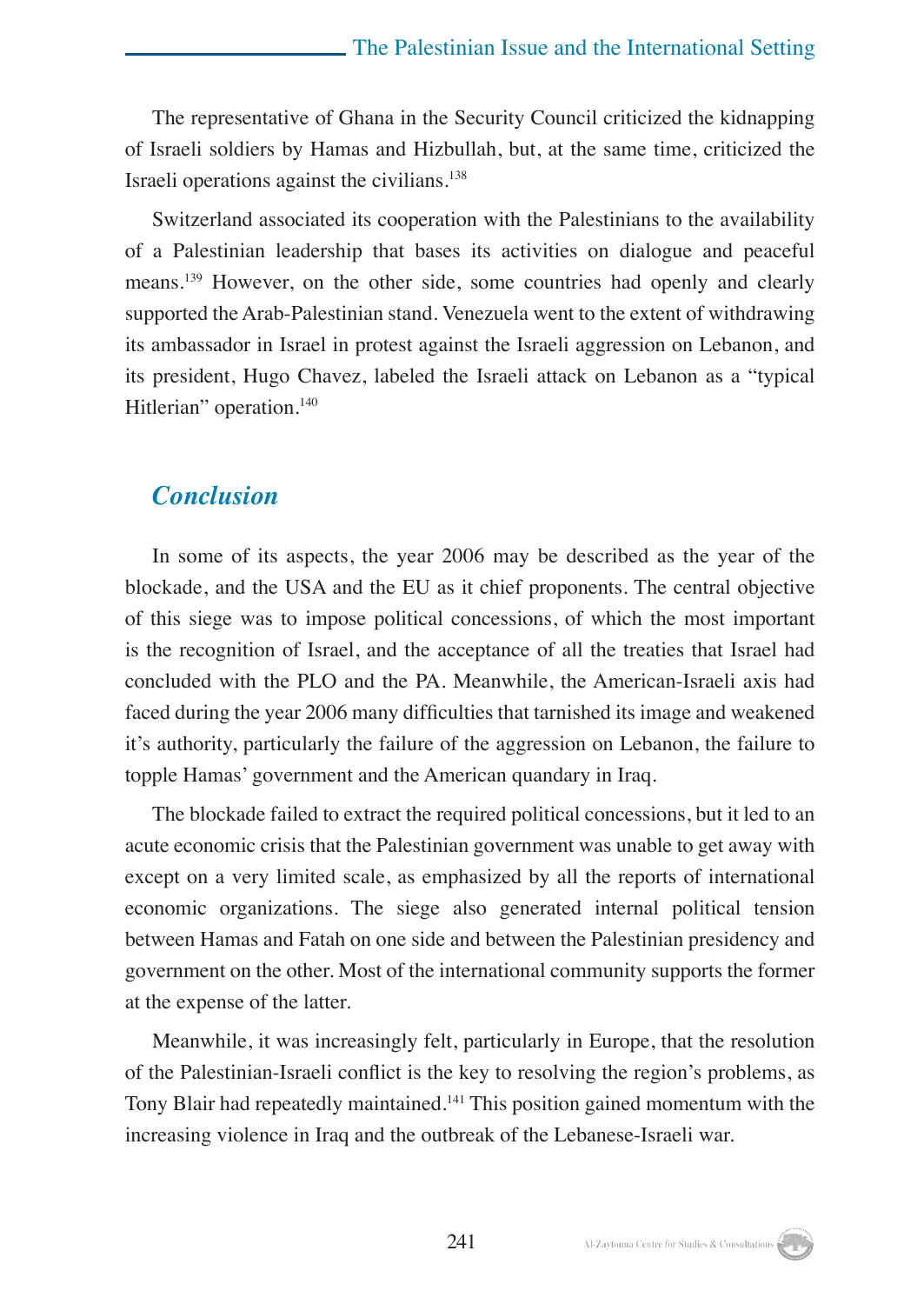The representative of Ghana in the Security Council criticized the kidnapping of Israeli soldiers by Hamas and Hizbullah, but, at the same time, criticized the Israeli operations against the civilians.[138]

Switzerland associated its cooperation with the Palestinians to the availability of a Palestinian leadership that bases its activities on dialogue and peaceful means.[139] However, on the other side, some countries had openly and clearly supported the Arab-Palestinian stand. Venezuela went to the extent of withdrawing its ambassador in Israel in protest against the Israeli aggression on Lebanon, and its president, Hugo Chavez, labeled the Israeli attack on Lebanon as a "typical Hitlerian" operation.[140]

## *Conclusion*

In some of its aspects, the year 2006 may be described as the year of the blockade, and the USA and the EU as it chief proponents. The central objective of this siege was to impose political concessions, of which the most important is the recognition of Israel, and the acceptance of all the treaties that Israel had concluded with the PLO and the PA. Meanwhile, the American-Israeli axis had faced during the year 2006 many difficulties that tarnished its image and weakened it's authority, particularly the failure of the aggression on Lebanon, the failure to topple Hamas' government and the American quandary in Iraq.

The blockade failed to extract the required political concessions, but it led to an acute economic crisis that the Palestinian government was unable to get away with except on a very limited scale, as emphasized by all the reports of international economic organizations. The siege also generated internal political tension between Hamas and Fatah on one side and between the Palestinian presidency and government on the other. Most of the international community supports the former at the expense of the latter.

Meanwhile, it was increasingly felt, particularly in Europe, that the resolution of the Palestinian-Israeli conflict is the key to resolving the region's problems, as Tony Blair had repeatedly maintained.[141] This position gained momentum with the increasing violence in Iraq and the outbreak of the Lebanese-Israeli war.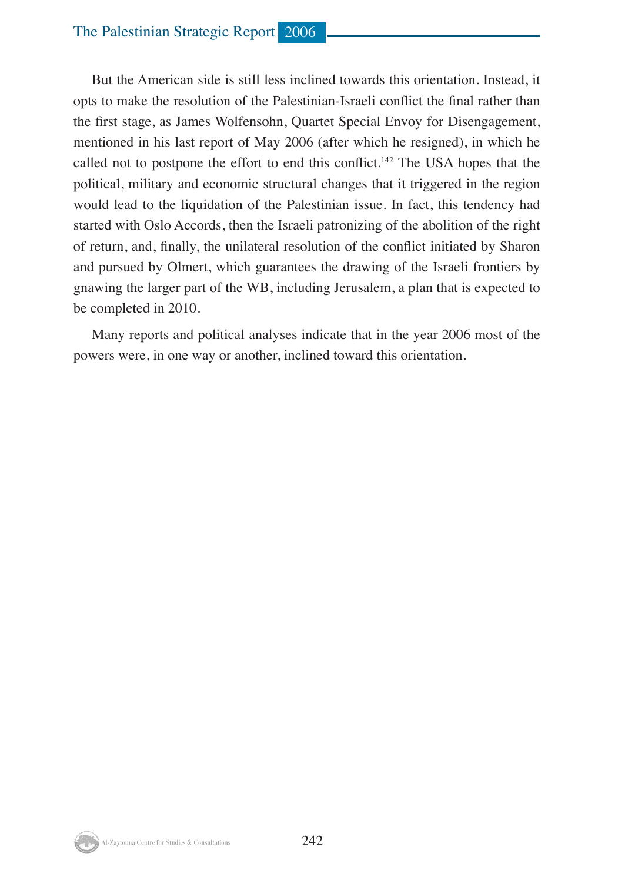But the American side is still less inclined towards this orientation. Instead, it opts to make the resolution of the Palestinian-Israeli conflict the final rather than the first stage, as James Wolfensohn, Quartet Special Envoy for Disengagement, mentioned in his last report of May 2006 (after which he resigned), in which he called not to postpone the effort to end this conflict.[142] The USA hopes that the political, military and economic structural changes that it triggered in the region would lead to the liquidation of the Palestinian issue. In fact, this tendency had started with Oslo Accords, then the Israeli patronizing of the abolition of the right of return, and, finally, the unilateral resolution of the conflict initiated by Sharon and pursued by Olmert, which guarantees the drawing of the Israeli frontiers by gnawing the larger part of the WB, including Jerusalem, a plan that is expected to be completed in 2010.

Many reports and political analyses indicate that in the year 2006 most of the powers were, in one way or another, inclined toward this orientation.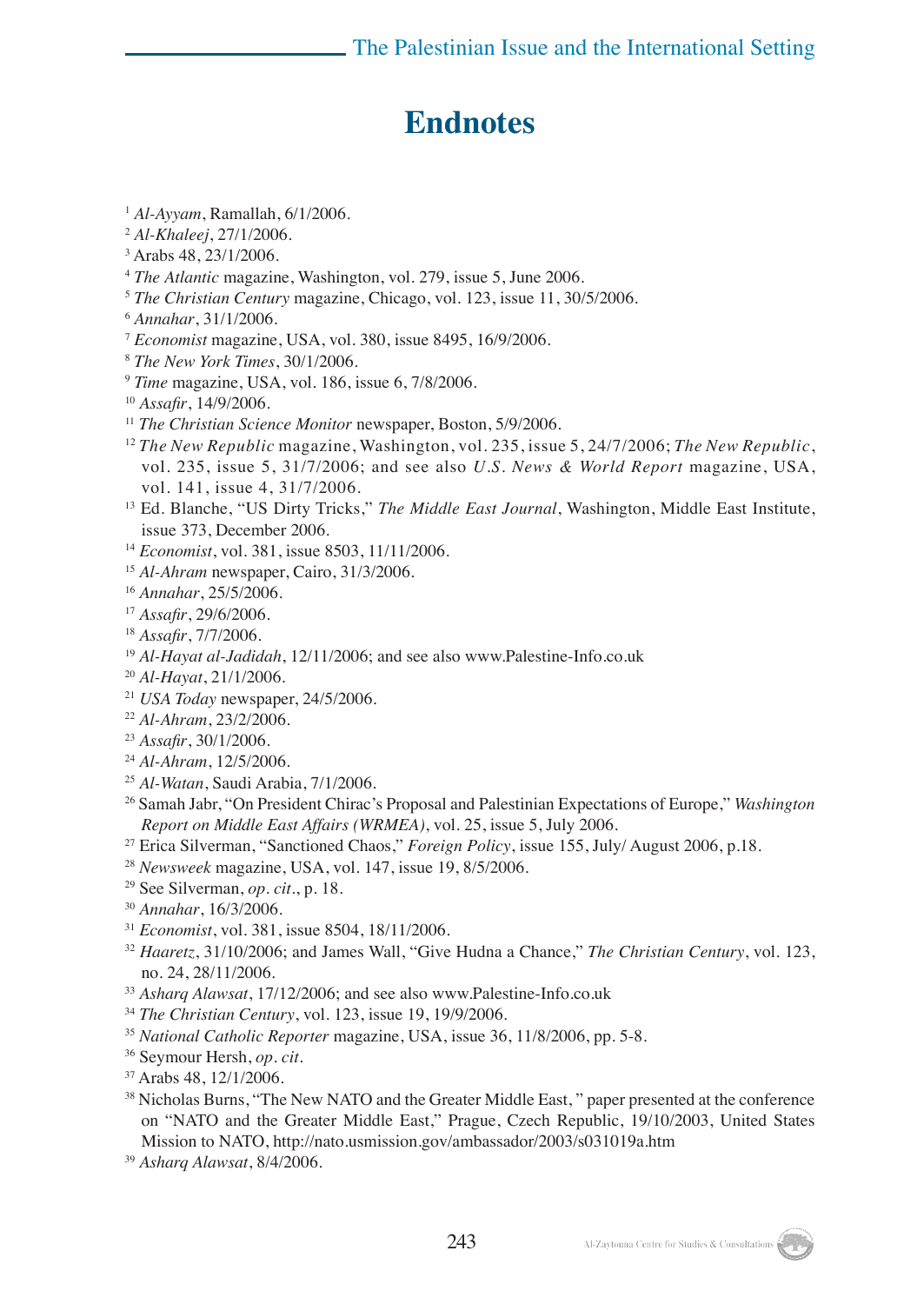# Endnotes

[1] *Al-Ayyam*, Ramallah, 6/1/2006.
[2] *Al-Khaleej*, 27/1/2006.
[3] Arabs 48, 23/1/2006.
[4] *The Atlantic* magazine, Washington, vol. 279, issue 5, June 2006.
[5] *The Christian Century* magazine, Chicago, vol. 123, issue 11, 30/5/2006.
[6] *Annahar*, 31/1/2006.
[7] *Economist* magazine, USA, vol. 380, issue 8495, 16/9/2006.
[8] *The New York Times*, 30/1/2006.
[9] *Time* magazine, USA, vol. 186, issue 6, 7/8/2006.
[10] *Assafir*, 14/9/2006.
[11] *The Christian Science Monitor* newspaper, Boston, 5/9/2006.
[12] *The New Republic* magazine, Washington, vol. 235, issue 5, 24/7/2006; *The New Republic*, vol. 235, issue 5, 31/7/2006; and see also *U.S. News & World Report* magazine, USA, vol. 141, issue 4, 31/7/2006.
[13] Ed. Blanche, "US Dirty Tricks," *The Middle East Journal*, Washington, Middle East Institute, issue 373, December 2006.
[14] *Economist*, vol. 381, issue 8503, 11/11/2006.
[15] *Al-Ahram* newspaper, Cairo, 31/3/2006.
[16] *Annahar*, 25/5/2006.
[17] *Assafir*, 29/6/2006.
[18] *Assafir*, 7/7/2006.
[19] *Al-Hayat al-Jadidah*, 12/11/2006; and see also www.Palestine-Info.co.uk
[20] *Al-Hayat*, 21/1/2006.
[21] *USA Today* newspaper, 24/5/2006.
[22] *Al-Ahram*, 23/2/2006.
[23] *Assafir*, 30/1/2006.
[24] *Al-Ahram*, 12/5/2006.
[25] *Al-Watan*, Saudi Arabia, 7/1/2006.
[26] Samah Jabr, "On President Chirac's Proposal and Palestinian Expectations of Europe," *Washington Report on Middle East Affairs (WRMEA)*, vol. 25, issue 5, July 2006.
[27] Erica Silverman, "Sanctioned Chaos," *Foreign Policy*, issue 155, July/ August 2006, p.18.
[28] *Newsweek* magazine, USA, vol. 147, issue 19, 8/5/2006.
[29] See Silverman, *op. cit*., p. 18.
[30] *Annahar*, 16/3/2006.
[31] *Economist*, vol. 381, issue 8504, 18/11/2006.
[32] *Haaretz*, 31/10/2006; and James Wall, "Give Hudna a Chance," *The Christian Century*, vol. 123, no. 24, 28/11/2006.
[33] *Asharq Alawsat*, 17/12/2006; and see also www.Palestine-Info.co.uk
[34] *The Christian Century*, vol. 123, issue 19, 19/9/2006.
[35] *National Catholic Reporter* magazine, USA, issue 36, 11/8/2006, pp. 5-8.
[36] Seymour Hersh, *op. cit*.
[37] Arabs 48, 12/1/2006.
[38] Nicholas Burns, "The New NATO and the Greater Middle East, " paper presented at the conference on "NATO and the Greater Middle East," Prague, Czech Republic, 19/10/2003, United States Mission to NATO, http://nato.usmission.gov/ambassador/2003/s031019a.htm
[39] *Asharq Alawsat*, 8/4/2006.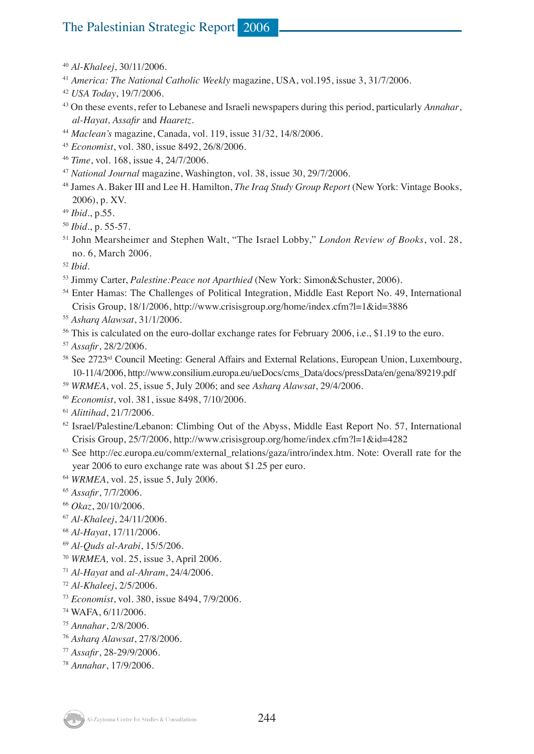[40] *Al-Khaleej*, 30/11/2006.

[41] *America: The National Catholic Weekly* magazine, USA, vol.195, issue 3, 31/7/2006.

[42] *USA Today*, 19/7/2006.

[43] On these events, refer to Lebanese and Israeli newspapers during this period, particularly *Annahar*, *al-Hayat, Assafir* and *Haaretz*.

[44] *Maclean's* magazine, Canada, vol. 119, issue 31/32, 14/8/2006.

[45] *Economist*, vol. 380, issue 8492, 26/8/2006.

[46] *Time*, vol. 168, issue 4, 24/7/2006.

[47] *National Journal* magazine, Washington, vol. 38, issue 30, 29/7/2006.

[48] James A. Baker III and Lee H. Hamilton, *The Iraq Study Group Report* (New York: Vintage Books, 2006), p. XV.

[49] *Ibid*., p.55.

[50] *Ibid*., p. 55-57.

[51] John Mearsheimer and Stephen Walt, "The Israel Lobby," *London Review of Books*, vol. 28, no. 6, March 2006.

[52] *Ibid*.

[53] Jimmy Carter, *Palestine:Peace not Aparthied* (New York: Simon&Schuster, 2006).

[54] Enter Hamas: The Challenges of Political Integration, Middle East Report No. 49, International Crisis Group, 18/1/2006, http://www.crisisgroup.org/home/index.cfm?l=1&id=3886

[55] *Asharq Alawsat*, 31/1/2006.

[56] This is calculated on the euro-dollar exchange rates for February 2006, i.e., $1.19 to the euro.

[57] *Assafir*, 28/2/2006.

[58] See 2723rd Council Meeting: General Affairs and External Relations, European Union, Luxembourg, 10-11/4/2006, http://www.consilium.europa.eu/ueDocs/cms_Data/docs/pressData/en/gena/89219.pdf

[59] *WRMEA*, vol. 25, issue 5, July 2006; and see *Asharq Alawsat*, 29/4/2006.

[60] *Economist*, vol. 381, issue 8498, 7/10/2006.

[61] *Alittihad*, 21/7/2006.

[62] Israel/Palestine/Lebanon: Climbing Out of the Abyss, Middle East Report No. 57, International Crisis Group, 25/7/2006, http://www.crisisgroup.org/home/index.cfm?l=1&id=4282

[63] See http://ec.europa.eu/comm/external_relations/gaza/intro/index.htm. Note: Overall rate for the year 2006 to euro exchange rate was about $1.25 per euro.

[64] *WRMEA*, vol. 25, issue 5, July 2006.

[65] *Assafir*, 7/7/2006.

[66] *Okaz*, 20/10/2006.

[67] *Al-Khaleej*, 24/11/2006.

[68] *Al-Hayat*, 17/11/2006.

[69] *Al-Quds al-Arabi*, 15/5/206.

[70] *WRMEA,* vol. 25, issue 3, April 2006.

[71] *Al-Hayat* and *al-Ahram*, 24/4/2006.

[72] *Al-Khaleej*, 2/5/2006.

[73] *Economist*, vol. 380, issue 8494, 7/9/2006.

[74] WAFA, 6/11/2006.

[75] *Annahar*, 2/8/2006.

[76] *Asharq Alawsat*, 27/8/2006.

[77] *Assafir*, 28-29/9/2006.

[78] *Annahar*, 17/9/2006.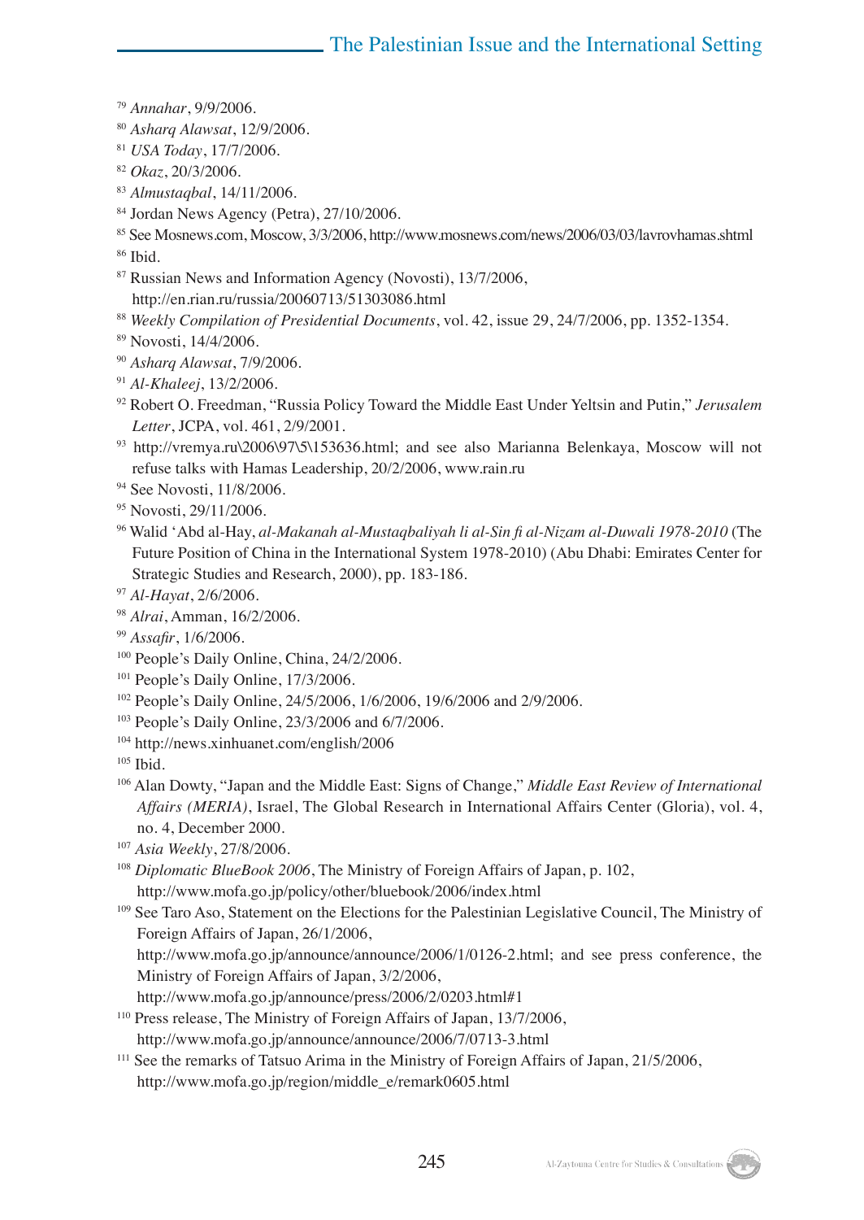[79] *Annahar*, 9/9/2006.

[80] *Asharq Alawsat*, 12/9/2006.

[81] *USA Today*, 17/7/2006.

[82] *Okaz*, 20/3/2006.

[83] *Almustaqbal*, 14/11/2006.

[84] Jordan News Agency (Petra), 27/10/2006.

[85] See Mosnews.com, Moscow, 3/3/2006, http://www.mosnews.com/news/2006/03/03/lavrovhamas.shtml

[86] Ibid.

[87] Russian News and Information Agency (Novosti), 13/7/2006, http://en.rian.ru/russia/20060713/51303086.html

[88] *Weekly Compilation of Presidential Documents*, vol. 42, issue 29, 24/7/2006, pp. 1352-1354.

[89] Novosti, 14/4/2006.

[90] *Asharq Alawsat*, 7/9/2006.

[91] *Al-Khaleej*, 13/2/2006.

[92] Robert O. Freedman, "Russia Policy Toward the Middle East Under Yeltsin and Putin," *Jerusalem Letter*, JCPA, vol. 461, 2/9/2001.

[93] http://vremya.ru\2006\97\5\153636.html; and see also Marianna Belenkaya, Moscow will not refuse talks with Hamas Leadership, 20/2/2006, www.rain.ru

[94] See Novosti, 11/8/2006.

[95] Novosti, 29/11/2006.

[96] Walid 'Abd al-Hay, *al-Makanah al-Mustaqbaliyah li al-Sin fi al-Nizam al-Duwali 1978-2010* (The Future Position of China in the International System 1978-2010) (Abu Dhabi: Emirates Center for Strategic Studies and Research, 2000), pp. 183-186.

[97] *Al-Hayat*, 2/6/2006.

[98] *Alrai*, Amman, 16/2/2006.

[99] *Assafir*, 1/6/2006.

[100] People's Daily Online, China, 24/2/2006.

[101] People's Daily Online, 17/3/2006.

[102] People's Daily Online, 24/5/2006, 1/6/2006, 19/6/2006 and 2/9/2006.

[103] People's Daily Online, 23/3/2006 and 6/7/2006.

[104] http://news.xinhuanet.com/english/2006

[105] Ibid.

[106] Alan Dowty, "Japan and the Middle East: Signs of Change," *Middle East Review of International Affairs (MERIA)*, Israel, The Global Research in International Affairs Center (Gloria), vol. 4, no. 4, December 2000.

[107] *Asia Weekly*, 27/8/2006.

[108] *Diplomatic BlueBook 2006*, The Ministry of Foreign Affairs of Japan, p. 102, http://www.mofa.go.jp/policy/other/bluebook/2006/index.html

[109] See Taro Aso, Statement on the Elections for the Palestinian Legislative Council, The Ministry of Foreign Affairs of Japan, 26/1/2006, http://www.mofa.go.jp/announce/announce/2006/1/0126-2.html; and see press conference, the Ministry of Foreign Affairs of Japan, 3/2/2006, http://www.mofa.go.jp/announce/press/2006/2/0203.html#1

[110] Press release, The Ministry of Foreign Affairs of Japan, 13/7/2006, http://www.mofa.go.jp/announce/announce/2006/7/0713-3.html

[111] See the remarks of Tatsuo Arima in the Ministry of Foreign Affairs of Japan, 21/5/2006, http://www.mofa.go.jp/region/middle_e/remark0605.html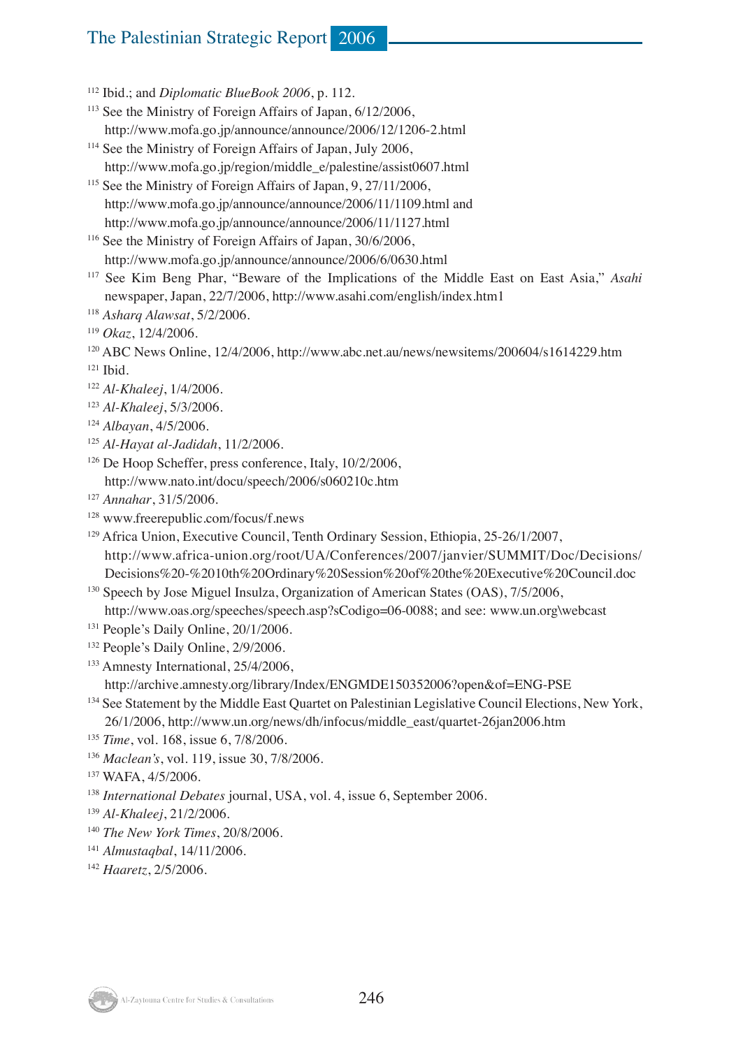[112] Ibid.; and *Diplomatic BlueBook 2006*, p. 112.

[113] See the Ministry of Foreign Affairs of Japan, 6/12/2006, http://www.mofa.go.jp/announce/announce/2006/12/1206-2.html

[114] See the Ministry of Foreign Affairs of Japan, July 2006, http://www.mofa.go.jp/region/middle_e/palestine/assist0607.html

[115] See the Ministry of Foreign Affairs of Japan, 9, 27/11/2006, http://www.mofa.go.jp/announce/announce/2006/11/1109.html and http://www.mofa.go.jp/announce/announce/2006/11/1127.html

[116] See the Ministry of Foreign Affairs of Japan, 30/6/2006, http://www.mofa.go.jp/announce/announce/2006/6/0630.html

[117] See Kim Beng Phar, "Beware of the Implications of the Middle East on East Asia," *Asahi* newspaper, Japan, 22/7/2006, http://www.asahi.com/english/index.htm1

[118] *Asharq Alawsat*, 5/2/2006.

[119] *Okaz*, 12/4/2006.

[120] ABC News Online, 12/4/2006, http://www.abc.net.au/news/newsitems/200604/s1614229.htm

[121] Ibid.

[122] *Al-Khaleej*, 1/4/2006.

[123] *Al-Khaleej*, 5/3/2006.

[124] *Albayan*, 4/5/2006.

[125] *Al-Hayat al-Jadidah*, 11/2/2006.

[126] De Hoop Scheffer, press conference, Italy, 10/2/2006, http://www.nato.int/docu/speech/2006/s060210c.htm

[127] *Annahar*, 31/5/2006.

[128] www.freerepublic.com/focus/f.news

[129] Africa Union, Executive Council, Tenth Ordinary Session, Ethiopia, 25-26/1/2007, http://www.africa-union.org/root/UA/Conferences/2007/janvier/SUMMIT/Doc/Decisions/Decisions%20-%2010th%20Ordinary%20Session%20of%20the%20Executive%20Council.doc

[130] Speech by Jose Miguel Insulza, Organization of American States (OAS), 7/5/2006, http://www.oas.org/speeches/speech.asp?sCodigo=06-0088; and see: www.un.org\webcast

[131] People's Daily Online, 20/1/2006.

[132] People's Daily Online, 2/9/2006.

[133] Amnesty International, 25/4/2006, http://archive.amnesty.org/library/Index/ENGMDE150352006?open&of=ENG-PSE

[134] See Statement by the Middle East Quartet on Palestinian Legislative Council Elections, New York, 26/1/2006, http://www.un.org/news/dh/infocus/middle_east/quartet-26jan2006.htm

[135] *Time*, vol. 168, issue 6, 7/8/2006.

[136] *Maclean's*, vol. 119, issue 30, 7/8/2006.

[137] WAFA, 4/5/2006.

[138] *International Debates* journal, USA, vol. 4, issue 6, September 2006.

[139] *Al-Khaleej*, 21/2/2006.

[140] *The New York Times*, 20/8/2006.

[141] *Almustaqbal*, 14/11/2006.

[142] *Haaretz*, 2/5/2006.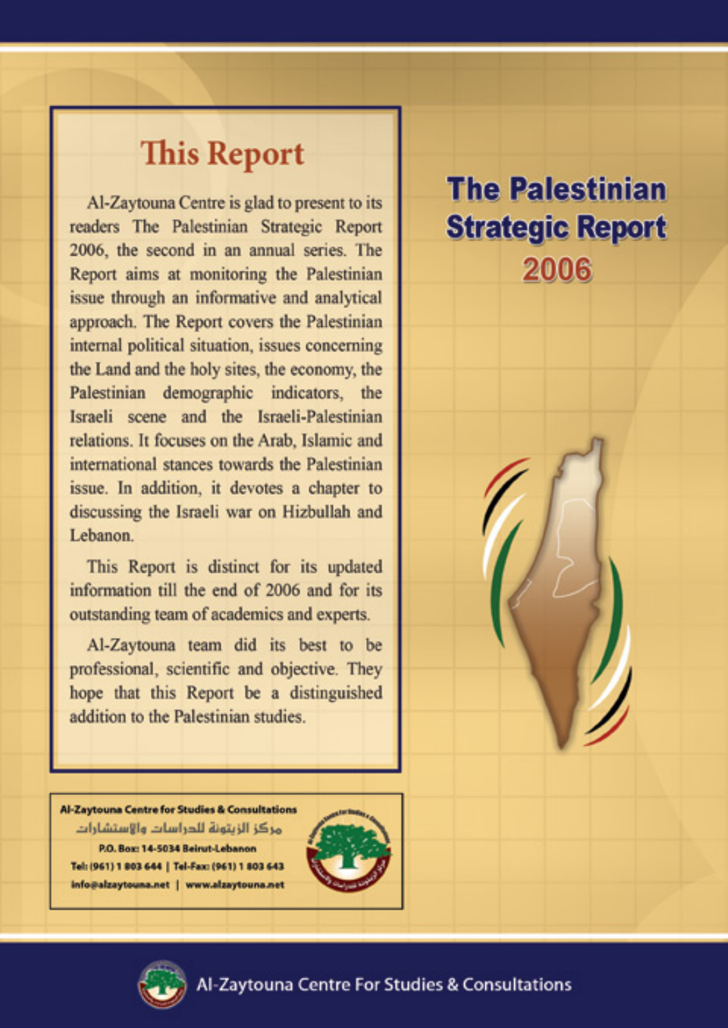# This Report

Al-Zaytouna Centre is glad to present to its readers The Palestinian Strategic Report 2006, the second in an annual series. The Report aims at monitoring the Palestinian issue through an informative and analytical approach. The Report covers the Palestinian internal political situation, issues concerning the Land and the holy sites, the economy, the Palestinian demographic indicators, the Israeli scene and the Israeli-Palestinian relations. It focuses on the Arab, Islamic and international stances towards the Palestinian issue. In addition, it devotes a chapter to discussing the Israeli war on Hizbullah and Lebanon.

This Report is distinct for its updated information till the end of 2006 and for its outstanding team of academics and experts.

Al-Zaytouna team did its best to be professional, scientific and objective. They hope that this Report be a distinguished addition to the Palestinian studies.

# The Palestinian Strategic Report 2006

**Al-Zaytouna Centre for Studies & Consultations**

مركز الزيتونة للدراسات والإستشارات

P.O. Box: 14-5034 Beirut-Lebanon

Tel: (961) 1 803 644 | Tel-Fax: (961) 1 803 643

info@alzaytouna.net | www.alzaytouna.net

Al-Zaytouna Centre For Studies & Consultations